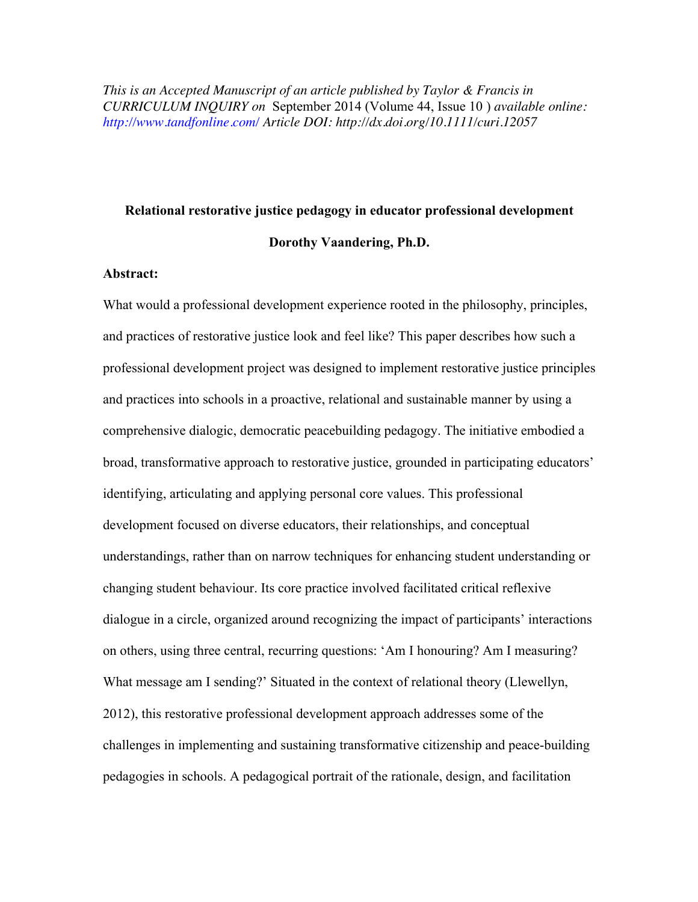*This is an Accepted Manuscript of an article published by Taylor & Francis in CURRICULUM INQUIRY on* September 2014 (Volume 44, Issue 10 ) *available online: http://www.tandfonline.com/ Article DOI: http://dx.doi.org/10.1111/curi.12057*

# Relational restorative justice pedagogy in educator professional development

**Dorothy Vaandering, Ph.D.**

**Abstract:**

What would a professional development experience rooted in the philosophy, principles, and practices of restorative justice look and feel like? This paper describes how such a professional development project was designed to implement restorative justice principles and practices into schools in a proactive, relational and sustainable manner by using a comprehensive dialogic, democratic peacebuilding pedagogy. The initiative embodied a broad, transformative approach to restorative justice, grounded in participating educators' identifying, articulating and applying personal core values. This professional development focused on diverse educators, their relationships, and conceptual understandings, rather than on narrow techniques for enhancing student understanding or changing student behaviour. Its core practice involved facilitated critical reflexive dialogue in a circle, organized around recognizing the impact of participants' interactions on others, using three central, recurring questions: 'Am I honouring? Am I measuring? What message am I sending?' Situated in the context of relational theory (Llewellyn, 2012), this restorative professional development approach addresses some of the challenges in implementing and sustaining transformative citizenship and peace-building pedagogies in schools. A pedagogical portrait of the rationale, design, and facilitation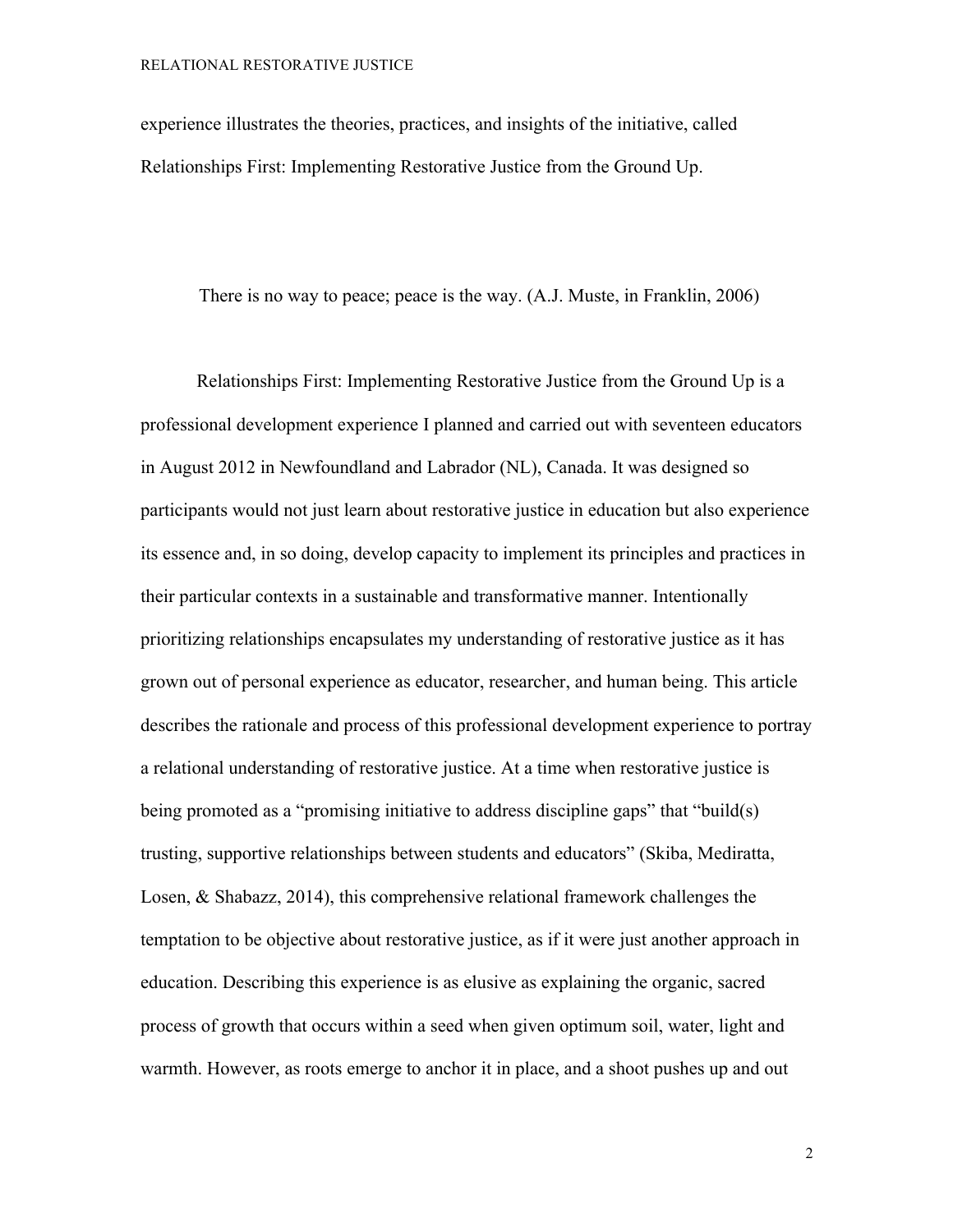experience illustrates the theories, practices, and insights of the initiative, called Relationships First: Implementing Restorative Justice from the Ground Up.

> There is no way to peace; peace is the way. (A.J. Muste, in Franklin, 2006)

Relationships First: Implementing Restorative Justice from the Ground Up is a professional development experience I planned and carried out with seventeen educators in August 2012 in Newfoundland and Labrador (NL), Canada. It was designed so participants would not just learn about restorative justice in education but also experience its essence and, in so doing, develop capacity to implement its principles and practices in their particular contexts in a sustainable and transformative manner. Intentionally prioritizing relationships encapsulates my understanding of restorative justice as it has grown out of personal experience as educator, researcher, and human being. This article describes the rationale and process of this professional development experience to portray a relational understanding of restorative justice. At a time when restorative justice is being promoted as a "promising initiative to address discipline gaps" that "build(s) trusting, supportive relationships between students and educators" (Skiba, Mediratta, Losen, & Shabazz, 2014), this comprehensive relational framework challenges the temptation to be objective about restorative justice, as if it were just another approach in education. Describing this experience is as elusive as explaining the organic, sacred process of growth that occurs within a seed when given optimum soil, water, light and warmth. However, as roots emerge to anchor it in place, and a shoot pushes up and out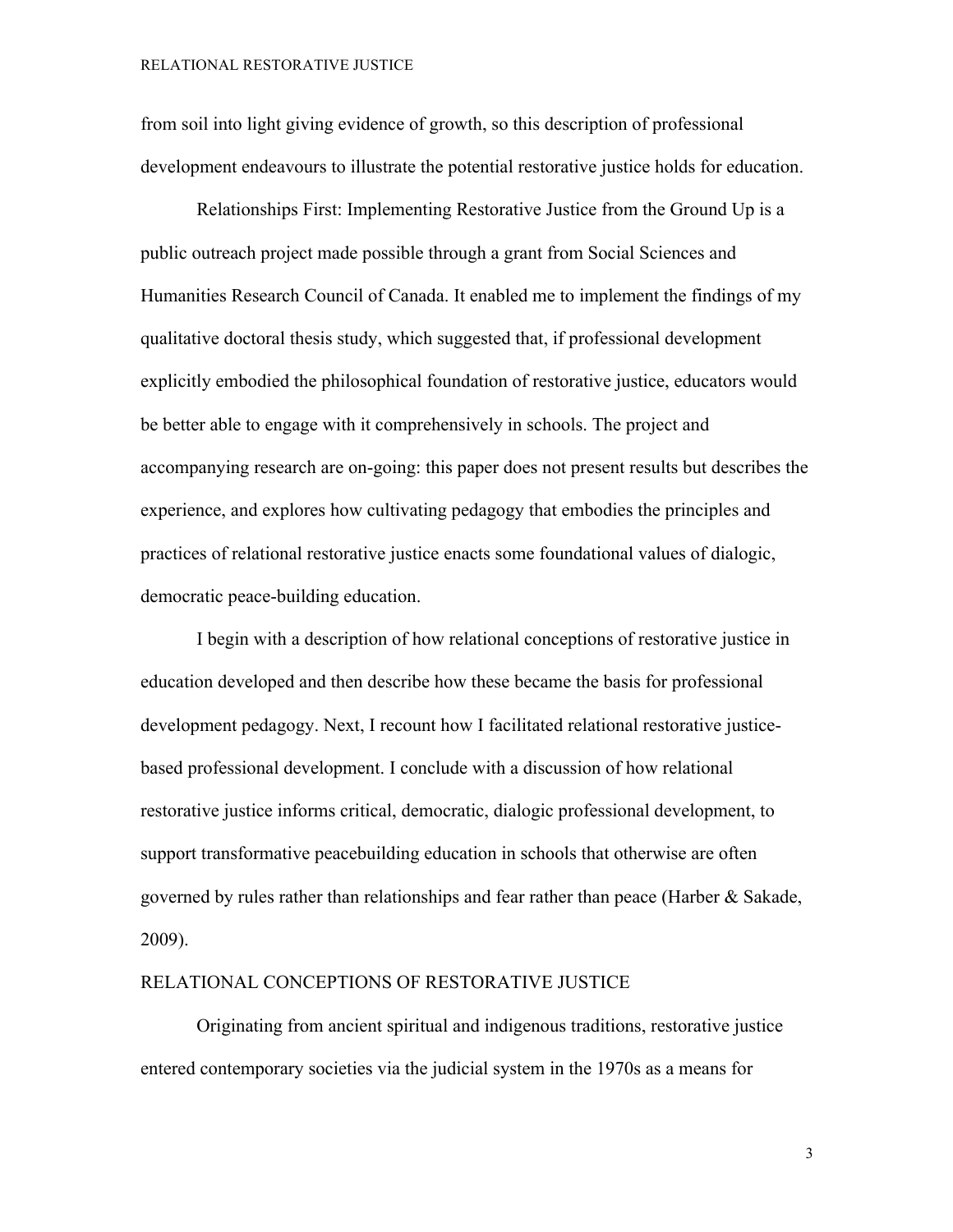from soil into light giving evidence of growth, so this description of professional development endeavours to illustrate the potential restorative justice holds for education.

Relationships First: Implementing Restorative Justice from the Ground Up is a public outreach project made possible through a grant from Social Sciences and Humanities Research Council of Canada. It enabled me to implement the findings of my qualitative doctoral thesis study, which suggested that, if professional development explicitly embodied the philosophical foundation of restorative justice, educators would be better able to engage with it comprehensively in schools. The project and accompanying research are on-going: this paper does not present results but describes the experience, and explores how cultivating pedagogy that embodies the principles and practices of relational restorative justice enacts some foundational values of dialogic, democratic peace-building education.

I begin with a description of how relational conceptions of restorative justice in education developed and then describe how these became the basis for professional development pedagogy. Next, I recount how I facilitated relational restorative justice-based professional development. I conclude with a discussion of how relational restorative justice informs critical, democratic, dialogic professional development, to support transformative peacebuilding education in schools that otherwise are often governed by rules rather than relationships and fear rather than peace (Harber & Sakade, 2009).

## RELATIONAL CONCEPTIONS OF RESTORATIVE JUSTICE

Originating from ancient spiritual and indigenous traditions, restorative justice entered contemporary societies via the judicial system in the 1970s as a means for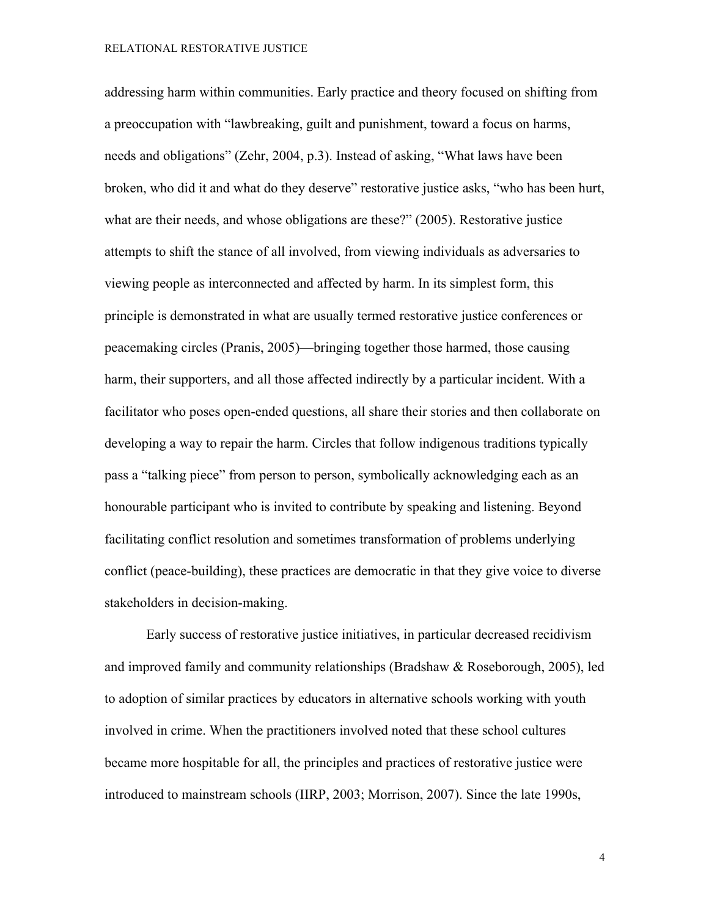addressing harm within communities. Early practice and theory focused on shifting from a preoccupation with "lawbreaking, guilt and punishment, toward a focus on harms, needs and obligations" (Zehr, 2004, p.3). Instead of asking, "What laws have been broken, who did it and what do they deserve" restorative justice asks, "who has been hurt, what are their needs, and whose obligations are these?" (2005). Restorative justice attempts to shift the stance of all involved, from viewing individuals as adversaries to viewing people as interconnected and affected by harm. In its simplest form, this principle is demonstrated in what are usually termed restorative justice conferences or peacemaking circles (Pranis, 2005)—bringing together those harmed, those causing harm, their supporters, and all those affected indirectly by a particular incident. With a facilitator who poses open-ended questions, all share their stories and then collaborate on developing a way to repair the harm. Circles that follow indigenous traditions typically pass a "talking piece" from person to person, symbolically acknowledging each as an honourable participant who is invited to contribute by speaking and listening. Beyond facilitating conflict resolution and sometimes transformation of problems underlying conflict (peace-building), these practices are democratic in that they give voice to diverse stakeholders in decision-making.

Early success of restorative justice initiatives, in particular decreased recidivism and improved family and community relationships (Bradshaw & Roseborough, 2005), led to adoption of similar practices by educators in alternative schools working with youth involved in crime. When the practitioners involved noted that these school cultures became more hospitable for all, the principles and practices of restorative justice were introduced to mainstream schools (IIRP, 2003; Morrison, 2007). Since the late 1990s,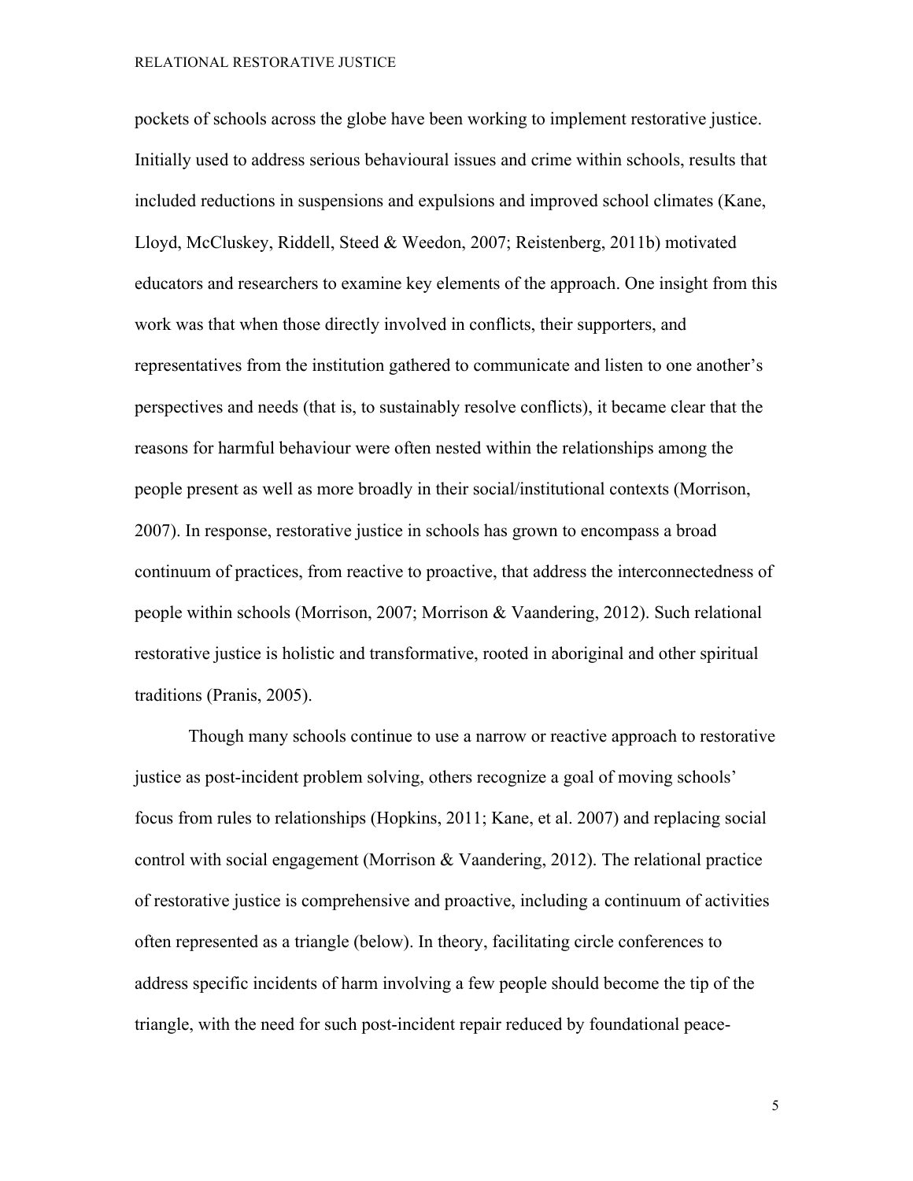pockets of schools across the globe have been working to implement restorative justice. Initially used to address serious behavioural issues and crime within schools, results that included reductions in suspensions and expulsions and improved school climates (Kane, Lloyd, McCluskey, Riddell, Steed & Weedon, 2007; Reistenberg, 2011b) motivated educators and researchers to examine key elements of the approach. One insight from this work was that when those directly involved in conflicts, their supporters, and representatives from the institution gathered to communicate and listen to one another's perspectives and needs (that is, to sustainably resolve conflicts), it became clear that the reasons for harmful behaviour were often nested within the relationships among the people present as well as more broadly in their social/institutional contexts (Morrison, 2007). In response, restorative justice in schools has grown to encompass a broad continuum of practices, from reactive to proactive, that address the interconnectedness of people within schools (Morrison, 2007; Morrison & Vaandering, 2012). Such relational restorative justice is holistic and transformative, rooted in aboriginal and other spiritual traditions (Pranis, 2005).

Though many schools continue to use a narrow or reactive approach to restorative justice as post-incident problem solving, others recognize a goal of moving schools' focus from rules to relationships (Hopkins, 2011; Kane, et al. 2007) and replacing social control with social engagement (Morrison & Vaandering, 2012). The relational practice of restorative justice is comprehensive and proactive, including a continuum of activities often represented as a triangle (below). In theory, facilitating circle conferences to address specific incidents of harm involving a few people should become the tip of the triangle, with the need for such post-incident repair reduced by foundational peace-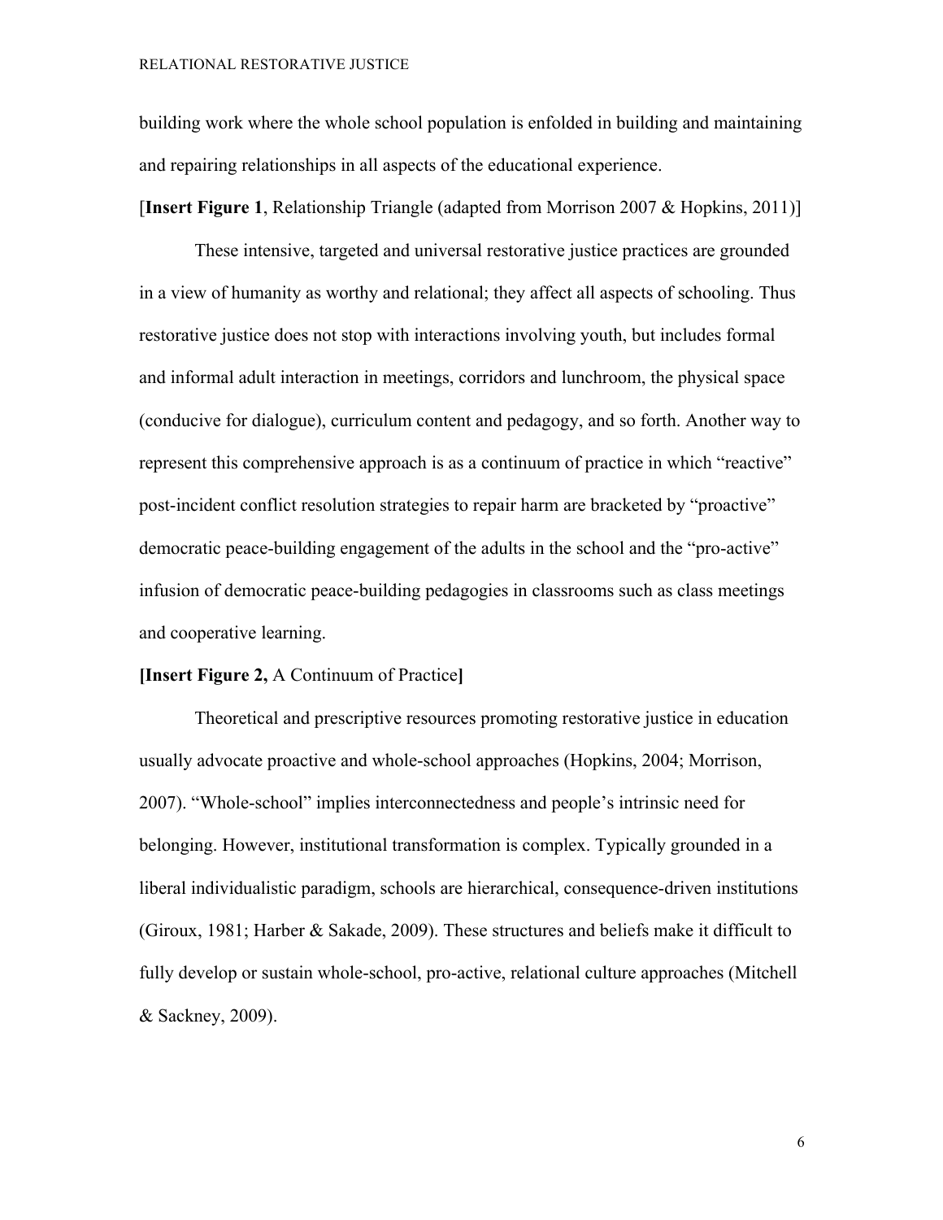building work where the whole school population is enfolded in building and maintaining and repairing relationships in all aspects of the educational experience.

[**Insert Figure 1**, Relationship Triangle (adapted from Morrison 2007 & Hopkins, 2011)]

These intensive, targeted and universal restorative justice practices are grounded in a view of humanity as worthy and relational; they affect all aspects of schooling. Thus restorative justice does not stop with interactions involving youth, but includes formal and informal adult interaction in meetings, corridors and lunchroom, the physical space (conducive for dialogue), curriculum content and pedagogy, and so forth. Another way to represent this comprehensive approach is as a continuum of practice in which "reactive" post-incident conflict resolution strategies to repair harm are bracketed by "proactive" democratic peace-building engagement of the adults in the school and the "pro-active" infusion of democratic peace-building pedagogies in classrooms such as class meetings and cooperative learning.

**[Insert Figure 2,** A Continuum of Practice**]**

Theoretical and prescriptive resources promoting restorative justice in education usually advocate proactive and whole-school approaches (Hopkins, 2004; Morrison, 2007). "Whole-school" implies interconnectedness and people's intrinsic need for belonging. However, institutional transformation is complex. Typically grounded in a liberal individualistic paradigm, schools are hierarchical, consequence-driven institutions (Giroux, 1981; Harber & Sakade, 2009). These structures and beliefs make it difficult to fully develop or sustain whole-school, pro-active, relational culture approaches (Mitchell & Sackney, 2009).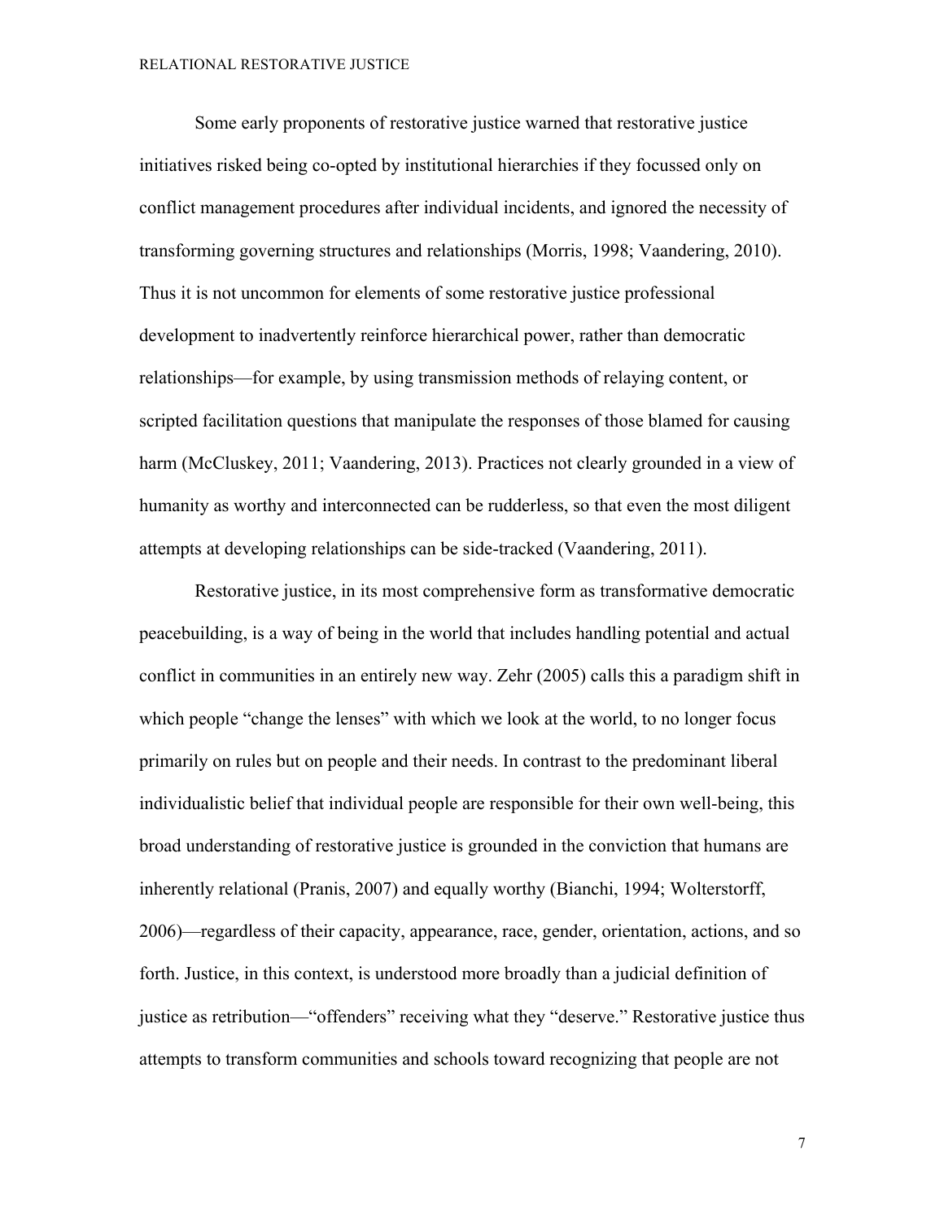Some early proponents of restorative justice warned that restorative justice initiatives risked being co-opted by institutional hierarchies if they focussed only on conflict management procedures after individual incidents, and ignored the necessity of transforming governing structures and relationships (Morris, 1998; Vaandering, 2010). Thus it is not uncommon for elements of some restorative justice professional development to inadvertently reinforce hierarchical power, rather than democratic relationships—for example, by using transmission methods of relaying content, or scripted facilitation questions that manipulate the responses of those blamed for causing harm (McCluskey, 2011; Vaandering, 2013). Practices not clearly grounded in a view of humanity as worthy and interconnected can be rudderless, so that even the most diligent attempts at developing relationships can be side-tracked (Vaandering, 2011).

Restorative justice, in its most comprehensive form as transformative democratic peacebuilding, is a way of being in the world that includes handling potential and actual conflict in communities in an entirely new way. Zehr (2005) calls this a paradigm shift in which people "change the lenses" with which we look at the world, to no longer focus primarily on rules but on people and their needs. In contrast to the predominant liberal individualistic belief that individual people are responsible for their own well-being, this broad understanding of restorative justice is grounded in the conviction that humans are inherently relational (Pranis, 2007) and equally worthy (Bianchi, 1994; Wolterstorff, 2006)—regardless of their capacity, appearance, race, gender, orientation, actions, and so forth. Justice, in this context, is understood more broadly than a judicial definition of justice as retribution—"offenders" receiving what they "deserve." Restorative justice thus attempts to transform communities and schools toward recognizing that people are not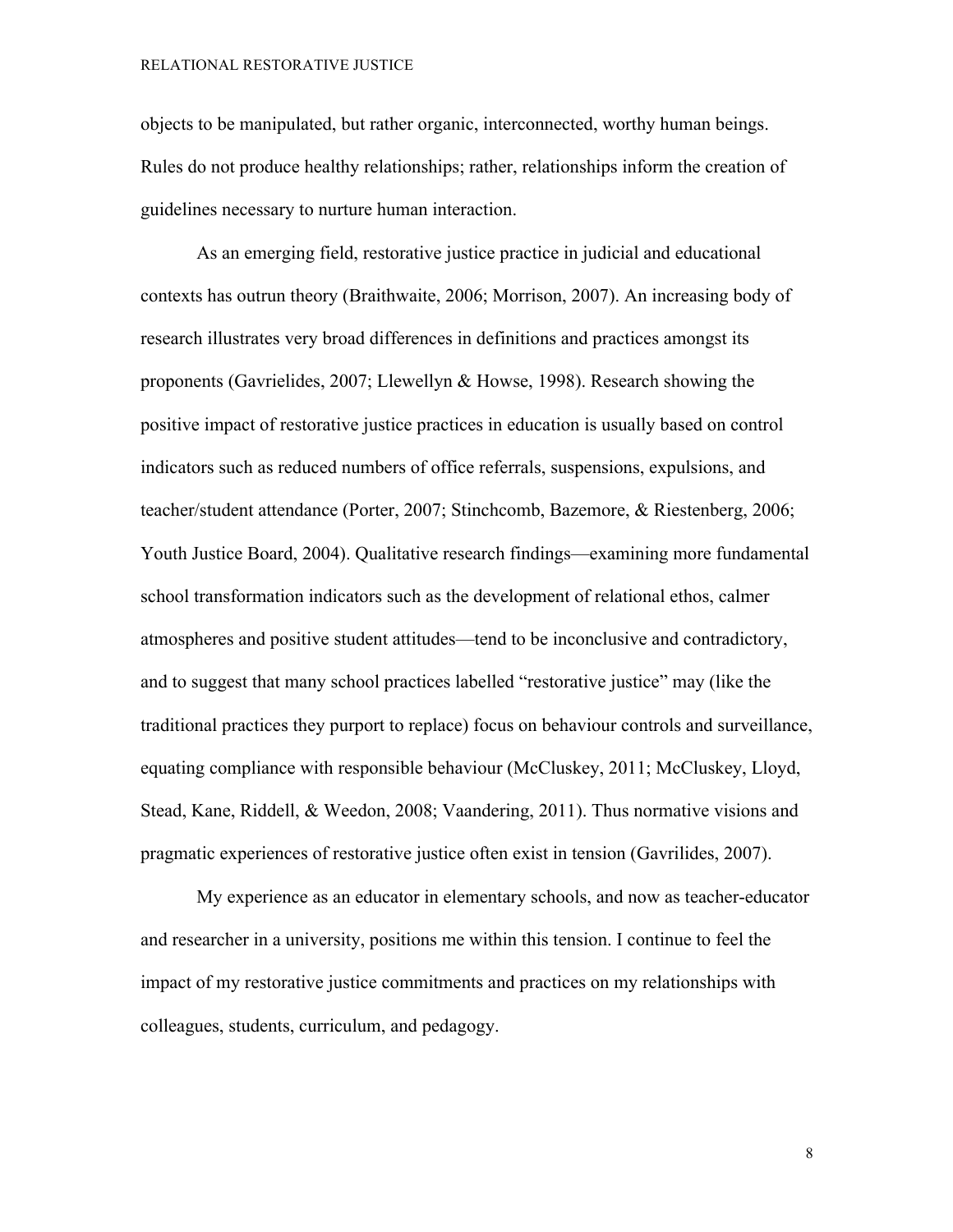objects to be manipulated, but rather organic, interconnected, worthy human beings. Rules do not produce healthy relationships; rather, relationships inform the creation of guidelines necessary to nurture human interaction.

As an emerging field, restorative justice practice in judicial and educational contexts has outrun theory (Braithwaite, 2006; Morrison, 2007). An increasing body of research illustrates very broad differences in definitions and practices amongst its proponents (Gavrielides, 2007; Llewellyn & Howse, 1998). Research showing the positive impact of restorative justice practices in education is usually based on control indicators such as reduced numbers of office referrals, suspensions, expulsions, and teacher/student attendance (Porter, 2007; Stinchcomb, Bazemore, & Riestenberg, 2006; Youth Justice Board, 2004). Qualitative research findings—examining more fundamental school transformation indicators such as the development of relational ethos, calmer atmospheres and positive student attitudes—tend to be inconclusive and contradictory, and to suggest that many school practices labelled "restorative justice" may (like the traditional practices they purport to replace) focus on behaviour controls and surveillance, equating compliance with responsible behaviour (McCluskey, 2011; McCluskey, Lloyd, Stead, Kane, Riddell, & Weedon, 2008; Vaandering, 2011). Thus normative visions and pragmatic experiences of restorative justice often exist in tension (Gavrilides, 2007).

My experience as an educator in elementary schools, and now as teacher-educator and researcher in a university, positions me within this tension. I continue to feel the impact of my restorative justice commitments and practices on my relationships with colleagues, students, curriculum, and pedagogy.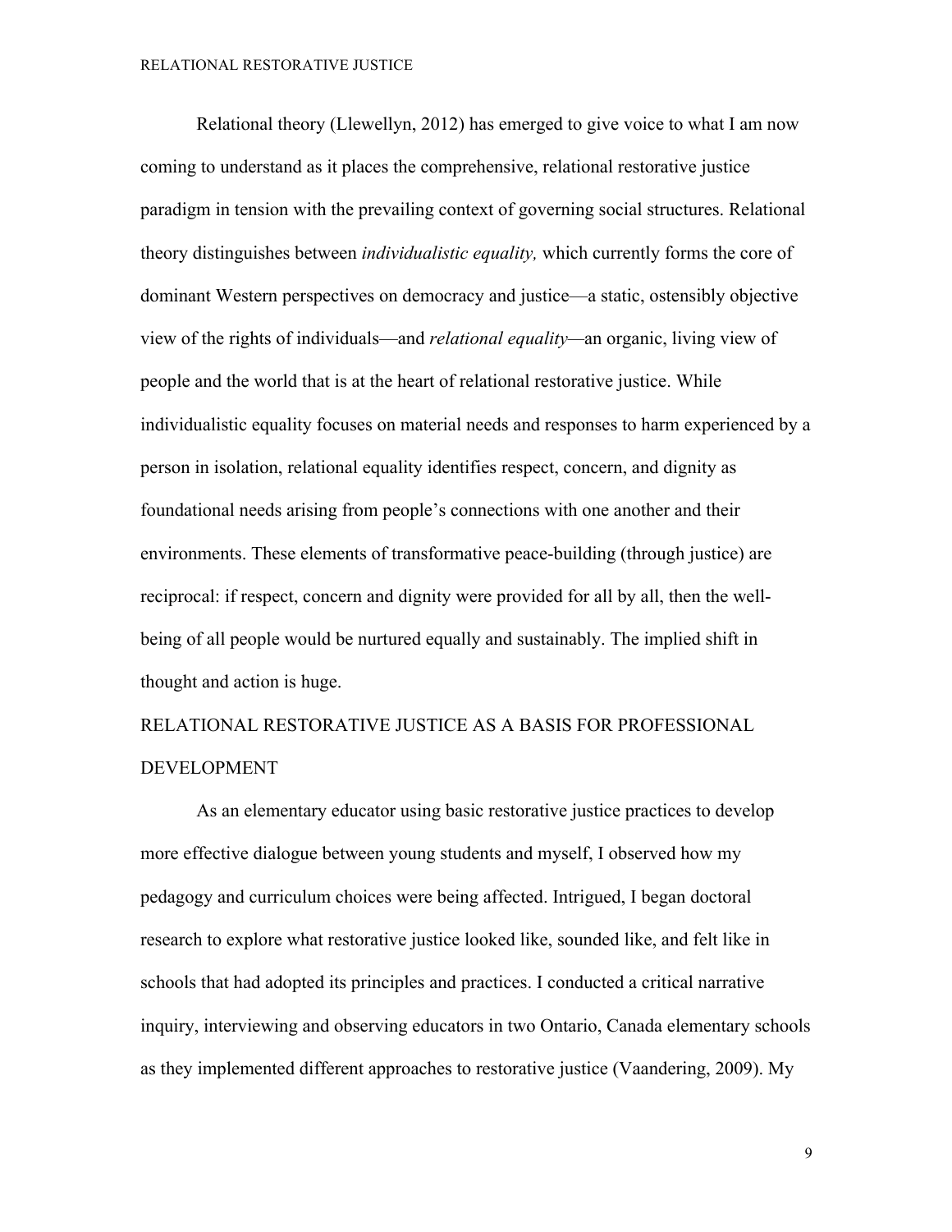Relational theory (Llewellyn, 2012) has emerged to give voice to what I am now coming to understand as it places the comprehensive, relational restorative justice paradigm in tension with the prevailing context of governing social structures. Relational theory distinguishes between *individualistic equality,* which currently forms the core of dominant Western perspectives on democracy and justice—a static, ostensibly objective view of the rights of individuals—and *relational equality*—an organic, living view of people and the world that is at the heart of relational restorative justice. While individualistic equality focuses on material needs and responses to harm experienced by a person in isolation, relational equality identifies respect, concern, and dignity as foundational needs arising from people's connections with one another and their environments. These elements of transformative peace-building (through justice) are reciprocal: if respect, concern and dignity were provided for all by all, then the well-being of all people would be nurtured equally and sustainably. The implied shift in thought and action is huge.

## RELATIONAL RESTORATIVE JUSTICE AS A BASIS FOR PROFESSIONAL DEVELOPMENT

As an elementary educator using basic restorative justice practices to develop more effective dialogue between young students and myself, I observed how my pedagogy and curriculum choices were being affected. Intrigued, I began doctoral research to explore what restorative justice looked like, sounded like, and felt like in schools that had adopted its principles and practices. I conducted a critical narrative inquiry, interviewing and observing educators in two Ontario, Canada elementary schools as they implemented different approaches to restorative justice (Vaandering, 2009). My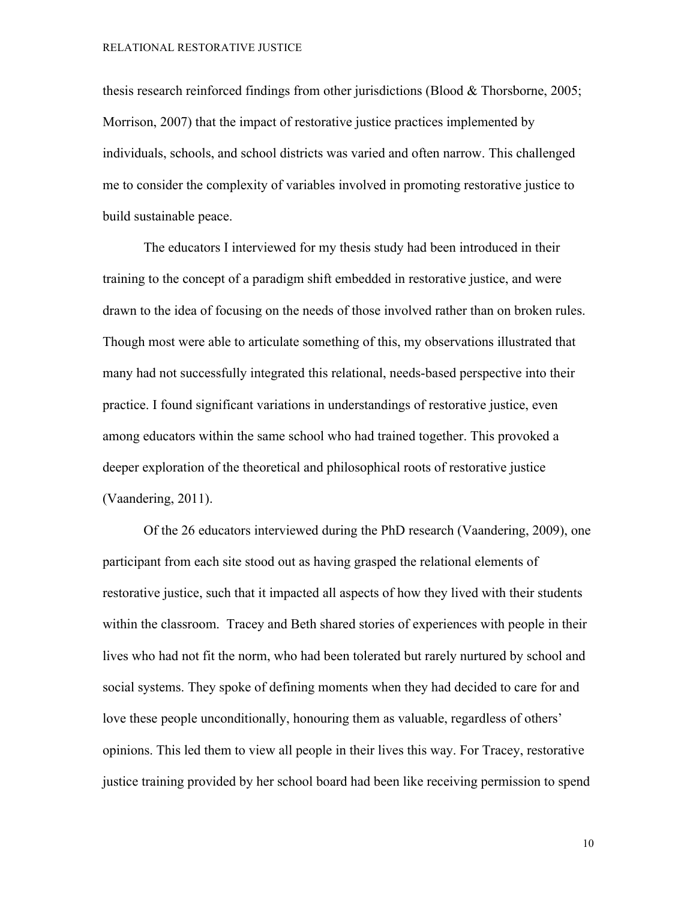thesis research reinforced findings from other jurisdictions (Blood & Thorsborne, 2005; Morrison, 2007) that the impact of restorative justice practices implemented by individuals, schools, and school districts was varied and often narrow. This challenged me to consider the complexity of variables involved in promoting restorative justice to build sustainable peace.

The educators I interviewed for my thesis study had been introduced in their training to the concept of a paradigm shift embedded in restorative justice, and were drawn to the idea of focusing on the needs of those involved rather than on broken rules. Though most were able to articulate something of this, my observations illustrated that many had not successfully integrated this relational, needs-based perspective into their practice. I found significant variations in understandings of restorative justice, even among educators within the same school who had trained together. This provoked a deeper exploration of the theoretical and philosophical roots of restorative justice (Vaandering, 2011).

Of the 26 educators interviewed during the PhD research (Vaandering, 2009), one participant from each site stood out as having grasped the relational elements of restorative justice, such that it impacted all aspects of how they lived with their students within the classroom. Tracey and Beth shared stories of experiences with people in their lives who had not fit the norm, who had been tolerated but rarely nurtured by school and social systems. They spoke of defining moments when they had decided to care for and love these people unconditionally, honouring them as valuable, regardless of others' opinions. This led them to view all people in their lives this way. For Tracey, restorative justice training provided by her school board had been like receiving permission to spend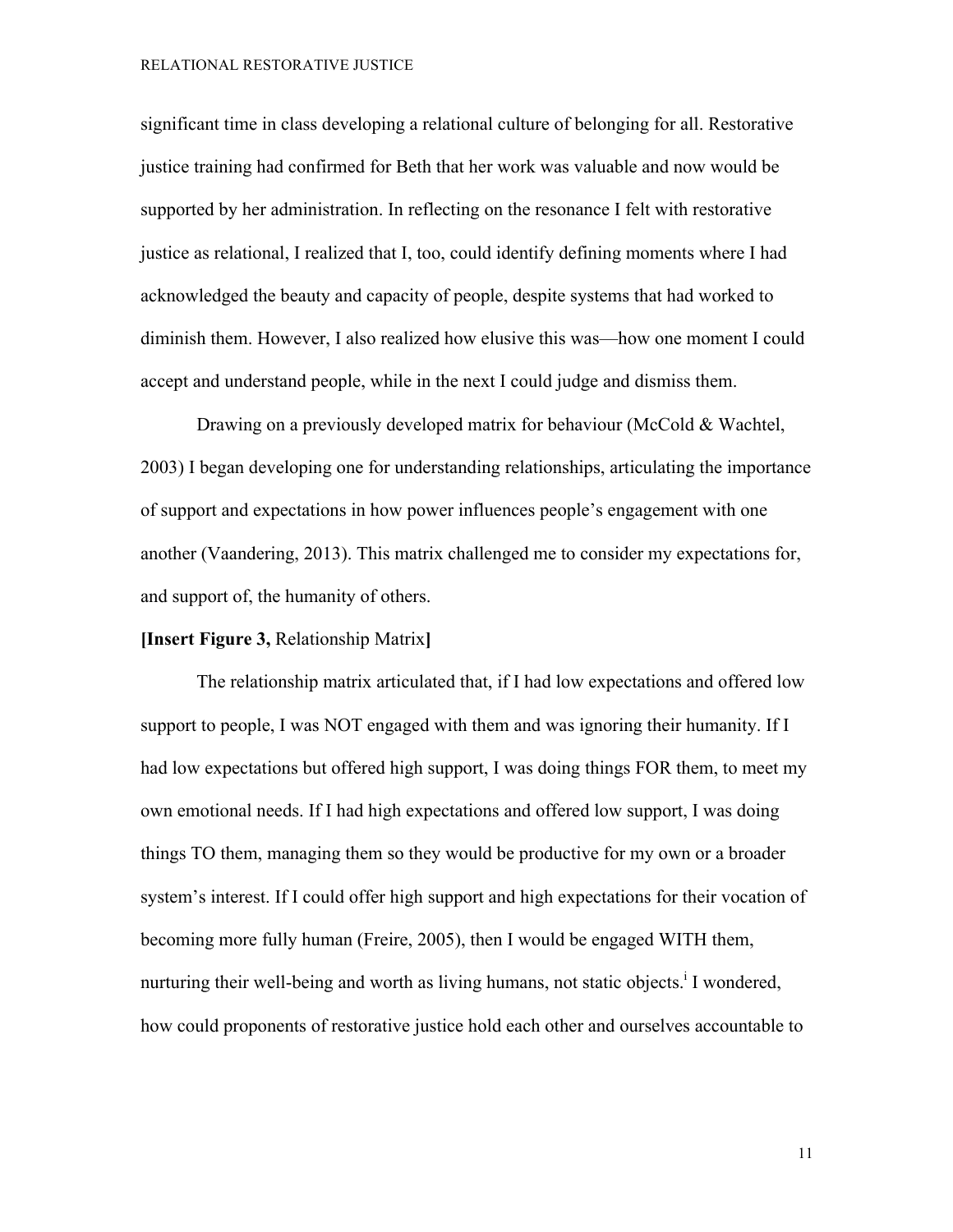significant time in class developing a relational culture of belonging for all. Restorative justice training had confirmed for Beth that her work was valuable and now would be supported by her administration. In reflecting on the resonance I felt with restorative justice as relational, I realized that I, too, could identify defining moments where I had acknowledged the beauty and capacity of people, despite systems that had worked to diminish them. However, I also realized how elusive this was—how one moment I could accept and understand people, while in the next I could judge and dismiss them.

Drawing on a previously developed matrix for behaviour (McCold & Wachtel, 2003) I began developing one for understanding relationships, articulating the importance of support and expectations in how power influences people's engagement with one another (Vaandering, 2013). This matrix challenged me to consider my expectations for, and support of, the humanity of others.

**[Insert Figure 3,** Relationship Matrix**]**

The relationship matrix articulated that, if I had low expectations and offered low support to people, I was NOT engaged with them and was ignoring their humanity. If I had low expectations but offered high support, I was doing things FOR them, to meet my own emotional needs. If I had high expectations and offered low support, I was doing things TO them, managing them so they would be productive for my own or a broader system's interest. If I could offer high support and high expectations for their vocation of becoming more fully human (Freire, 2005), then I would be engaged WITH them, nurturing their well-being and worth as living humans, not static objects.[i] I wondered, how could proponents of restorative justice hold each other and ourselves accountable to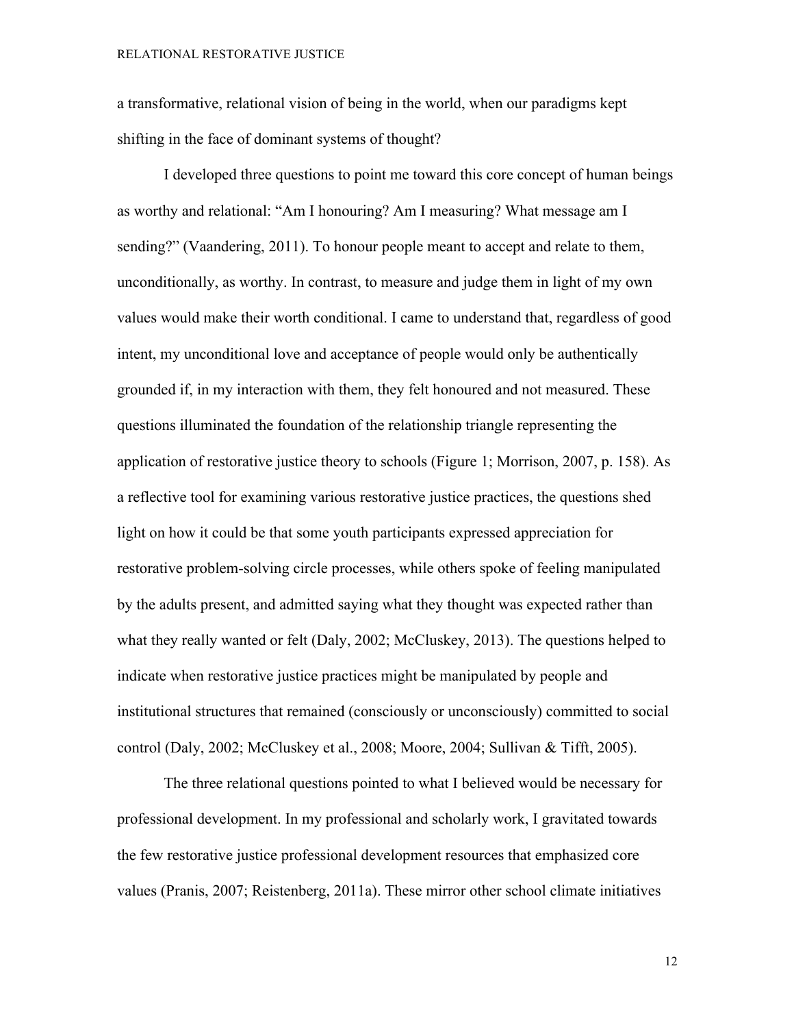a transformative, relational vision of being in the world, when our paradigms kept shifting in the face of dominant systems of thought?

I developed three questions to point me toward this core concept of human beings as worthy and relational: "Am I honouring? Am I measuring? What message am I sending?" (Vaandering, 2011). To honour people meant to accept and relate to them, unconditionally, as worthy. In contrast, to measure and judge them in light of my own values would make their worth conditional. I came to understand that, regardless of good intent, my unconditional love and acceptance of people would only be authentically grounded if, in my interaction with them, they felt honoured and not measured. These questions illuminated the foundation of the relationship triangle representing the application of restorative justice theory to schools (Figure 1; Morrison, 2007, p. 158). As a reflective tool for examining various restorative justice practices, the questions shed light on how it could be that some youth participants expressed appreciation for restorative problem-solving circle processes, while others spoke of feeling manipulated by the adults present, and admitted saying what they thought was expected rather than what they really wanted or felt (Daly, 2002; McCluskey, 2013). The questions helped to indicate when restorative justice practices might be manipulated by people and institutional structures that remained (consciously or unconsciously) committed to social control (Daly, 2002; McCluskey et al., 2008; Moore, 2004; Sullivan & Tifft, 2005).

The three relational questions pointed to what I believed would be necessary for professional development. In my professional and scholarly work, I gravitated towards the few restorative justice professional development resources that emphasized core values (Pranis, 2007; Reistenberg, 2011a). These mirror other school climate initiatives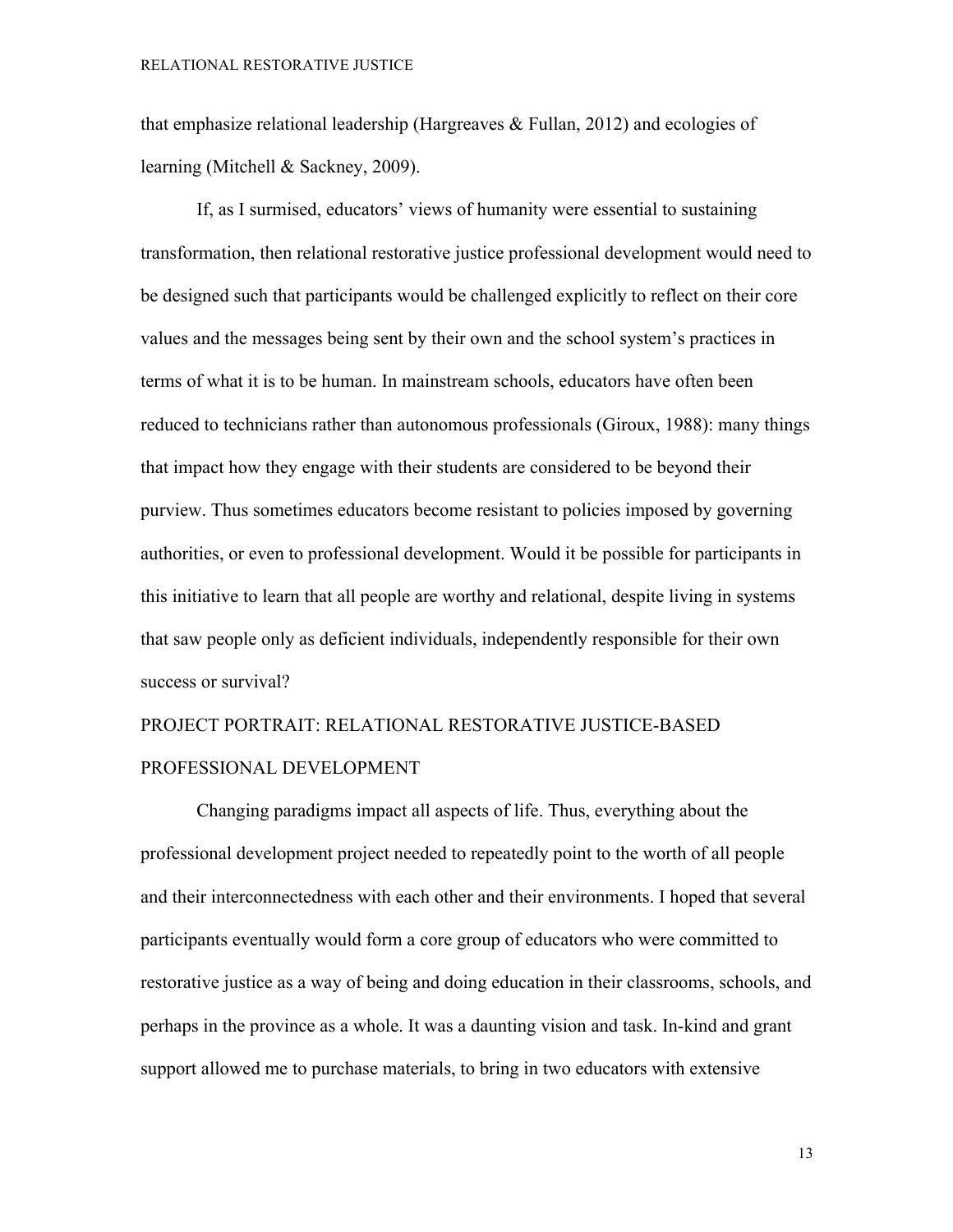that emphasize relational leadership (Hargreaves & Fullan, 2012) and ecologies of learning (Mitchell & Sackney, 2009).

If, as I surmised, educators' views of humanity were essential to sustaining transformation, then relational restorative justice professional development would need to be designed such that participants would be challenged explicitly to reflect on their core values and the messages being sent by their own and the school system's practices in terms of what it is to be human. In mainstream schools, educators have often been reduced to technicians rather than autonomous professionals (Giroux, 1988): many things that impact how they engage with their students are considered to be beyond their purview. Thus sometimes educators become resistant to policies imposed by governing authorities, or even to professional development. Would it be possible for participants in this initiative to learn that all people are worthy and relational, despite living in systems that saw people only as deficient individuals, independently responsible for their own success or survival?

## PROJECT PORTRAIT: RELATIONAL RESTORATIVE JUSTICE-BASED PROFESSIONAL DEVELOPMENT

Changing paradigms impact all aspects of life. Thus, everything about the professional development project needed to repeatedly point to the worth of all people and their interconnectedness with each other and their environments. I hoped that several participants eventually would form a core group of educators who were committed to restorative justice as a way of being and doing education in their classrooms, schools, and perhaps in the province as a whole. It was a daunting vision and task. In-kind and grant support allowed me to purchase materials, to bring in two educators with extensive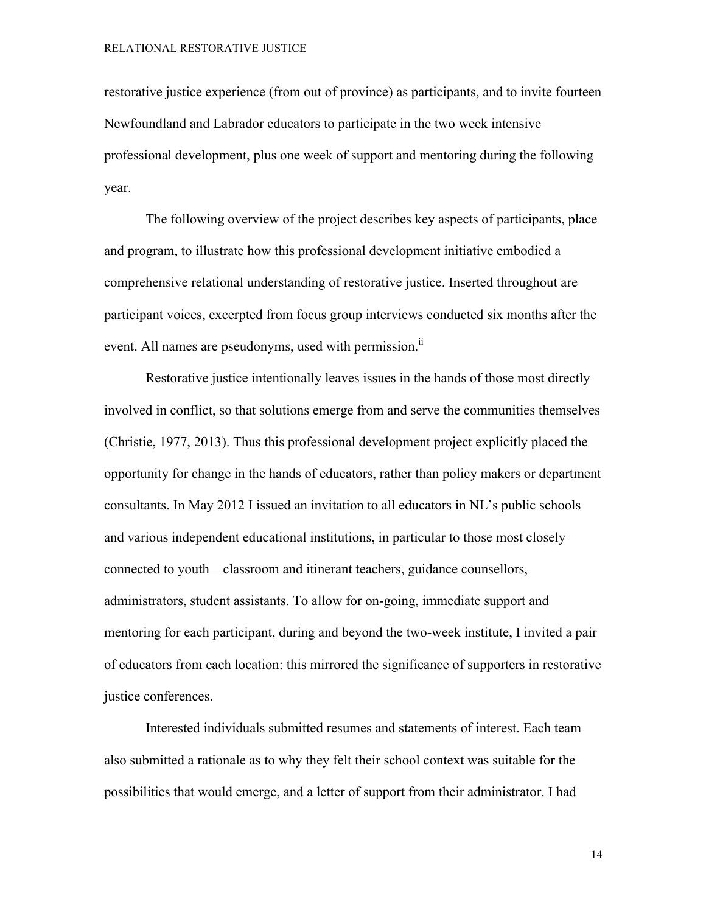restorative justice experience (from out of province) as participants, and to invite fourteen Newfoundland and Labrador educators to participate in the two week intensive professional development, plus one week of support and mentoring during the following year.

The following overview of the project describes key aspects of participants, place and program, to illustrate how this professional development initiative embodied a comprehensive relational understanding of restorative justice. Inserted throughout are participant voices, excerpted from focus group interviews conducted six months after the event. All names are pseudonyms, used with permission.[ii]

Restorative justice intentionally leaves issues in the hands of those most directly involved in conflict, so that solutions emerge from and serve the communities themselves (Christie, 1977, 2013). Thus this professional development project explicitly placed the opportunity for change in the hands of educators, rather than policy makers or department consultants. In May 2012 I issued an invitation to all educators in NL's public schools and various independent educational institutions, in particular to those most closely connected to youth—classroom and itinerant teachers, guidance counsellors, administrators, student assistants. To allow for on-going, immediate support and mentoring for each participant, during and beyond the two-week institute, I invited a pair of educators from each location: this mirrored the significance of supporters in restorative justice conferences.

Interested individuals submitted resumes and statements of interest. Each team also submitted a rationale as to why they felt their school context was suitable for the possibilities that would emerge, and a letter of support from their administrator. I had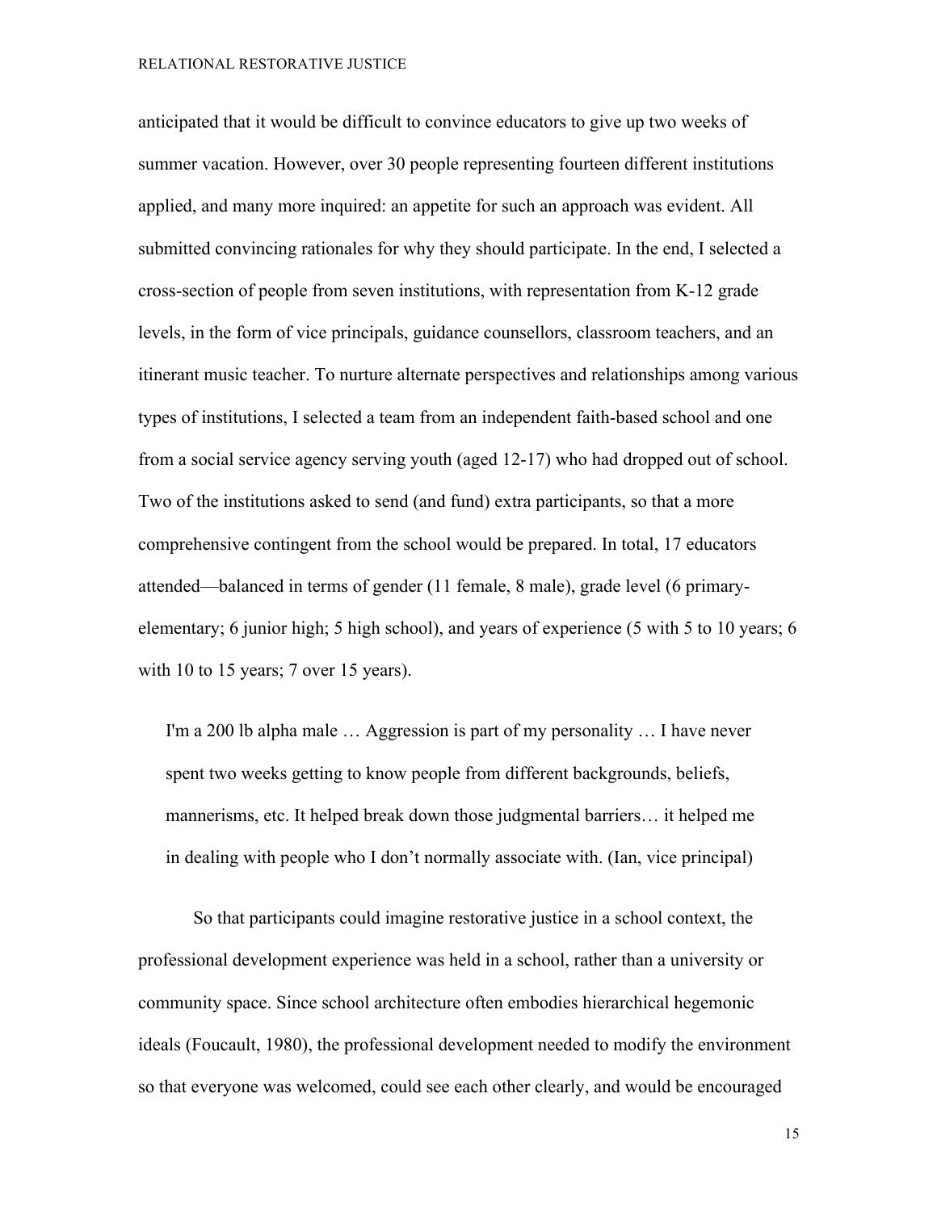anticipated that it would be difficult to convince educators to give up two weeks of summer vacation. However, over 30 people representing fourteen different institutions applied, and many more inquired: an appetite for such an approach was evident. All submitted convincing rationales for why they should participate. In the end, I selected a cross-section of people from seven institutions, with representation from K-12 grade levels, in the form of vice principals, guidance counsellors, classroom teachers, and an itinerant music teacher. To nurture alternate perspectives and relationships among various types of institutions, I selected a team from an independent faith-based school and one from a social service agency serving youth (aged 12-17) who had dropped out of school. Two of the institutions asked to send (and fund) extra participants, so that a more comprehensive contingent from the school would be prepared. In total, 17 educators attended—balanced in terms of gender (11 female, 8 male), grade level (6 primary-elementary; 6 junior high; 5 high school), and years of experience (5 with 5 to 10 years; 6 with 10 to 15 years; 7 over 15 years).

> I'm a 200 lb alpha male … Aggression is part of my personality … I have never spent two weeks getting to know people from different backgrounds, beliefs, mannerisms, etc. It helped break down those judgmental barriers… it helped me in dealing with people who I don't normally associate with. (Ian, vice principal)

So that participants could imagine restorative justice in a school context, the professional development experience was held in a school, rather than a university or community space. Since school architecture often embodies hierarchical hegemonic ideals (Foucault, 1980), the professional development needed to modify the environment so that everyone was welcomed, could see each other clearly, and would be encouraged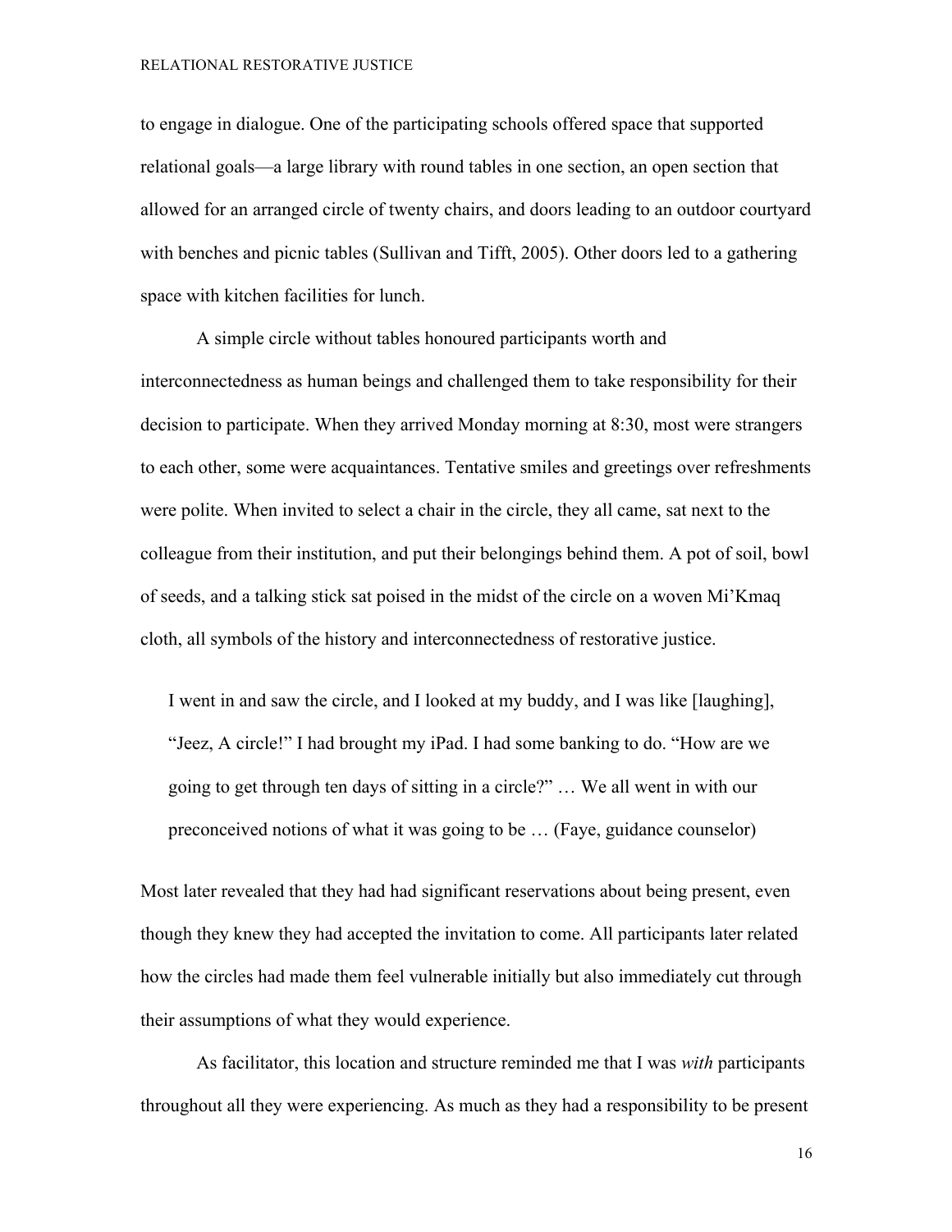to engage in dialogue. One of the participating schools offered space that supported relational goals—a large library with round tables in one section, an open section that allowed for an arranged circle of twenty chairs, and doors leading to an outdoor courtyard with benches and picnic tables (Sullivan and Tifft, 2005). Other doors led to a gathering space with kitchen facilities for lunch.

A simple circle without tables honoured participants worth and interconnectedness as human beings and challenged them to take responsibility for their decision to participate. When they arrived Monday morning at 8:30, most were strangers to each other, some were acquaintances. Tentative smiles and greetings over refreshments were polite. When invited to select a chair in the circle, they all came, sat next to the colleague from their institution, and put their belongings behind them. A pot of soil, bowl of seeds, and a talking stick sat poised in the midst of the circle on a woven Mi'Kmaq cloth, all symbols of the history and interconnectedness of restorative justice.

> I went in and saw the circle, and I looked at my buddy, and I was like [laughing], "Jeez, A circle!" I had brought my iPad. I had some banking to do. "How are we going to get through ten days of sitting in a circle?" … We all went in with our preconceived notions of what it was going to be … (Faye, guidance counselor)

Most later revealed that they had had significant reservations about being present, even though they knew they had accepted the invitation to come. All participants later related how the circles had made them feel vulnerable initially but also immediately cut through their assumptions of what they would experience.

As facilitator, this location and structure reminded me that I was *with* participants throughout all they were experiencing. As much as they had a responsibility to be present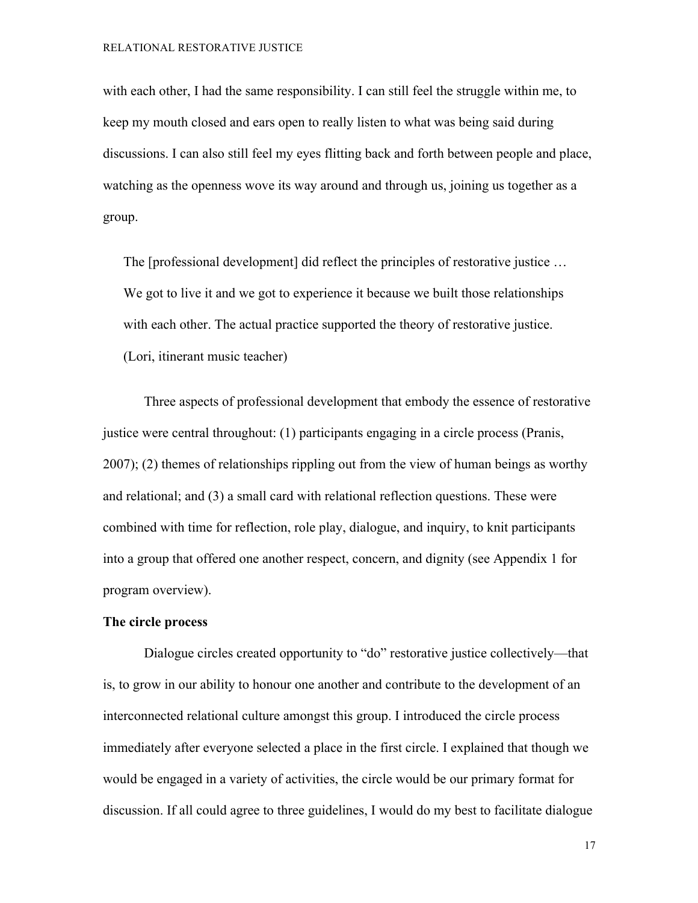with each other, I had the same responsibility. I can still feel the struggle within me, to keep my mouth closed and ears open to really listen to what was being said during discussions. I can also still feel my eyes flitting back and forth between people and place, watching as the openness wove its way around and through us, joining us together as a group.

> The [professional development] did reflect the principles of restorative justice … We got to live it and we got to experience it because we built those relationships with each other. The actual practice supported the theory of restorative justice. (Lori, itinerant music teacher)

Three aspects of professional development that embody the essence of restorative justice were central throughout: (1) participants engaging in a circle process (Pranis, 2007); (2) themes of relationships rippling out from the view of human beings as worthy and relational; and (3) a small card with relational reflection questions. These were combined with time for reflection, role play, dialogue, and inquiry, to knit participants into a group that offered one another respect, concern, and dignity (see Appendix 1 for program overview).

**The circle process**

Dialogue circles created opportunity to "do" restorative justice collectively—that is, to grow in our ability to honour one another and contribute to the development of an interconnected relational culture amongst this group. I introduced the circle process immediately after everyone selected a place in the first circle. I explained that though we would be engaged in a variety of activities, the circle would be our primary format for discussion. If all could agree to three guidelines, I would do my best to facilitate dialogue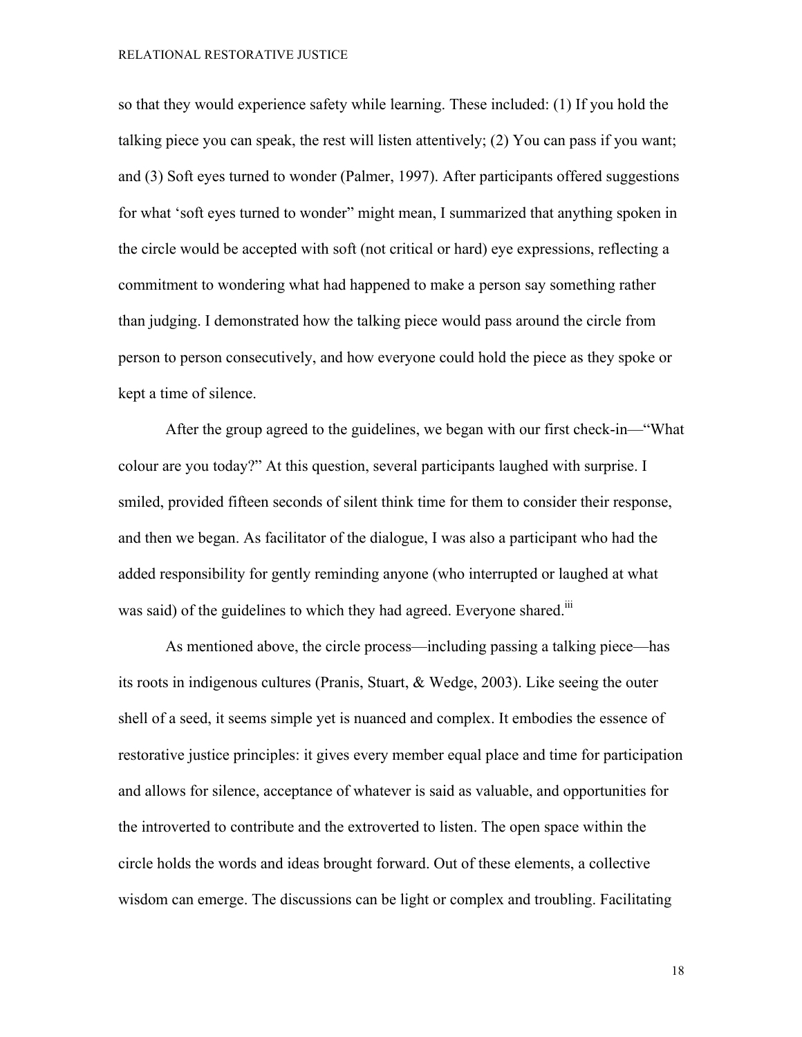so that they would experience safety while learning. These included: (1) If you hold the talking piece you can speak, the rest will listen attentively; (2) You can pass if you want; and (3) Soft eyes turned to wonder (Palmer, 1997). After participants offered suggestions for what 'soft eyes turned to wonder" might mean, I summarized that anything spoken in the circle would be accepted with soft (not critical or hard) eye expressions, reflecting a commitment to wondering what had happened to make a person say something rather than judging. I demonstrated how the talking piece would pass around the circle from person to person consecutively, and how everyone could hold the piece as they spoke or kept a time of silence.

After the group agreed to the guidelines, we began with our first check-in—"What colour are you today?" At this question, several participants laughed with surprise. I smiled, provided fifteen seconds of silent think time for them to consider their response, and then we began. As facilitator of the dialogue, I was also a participant who had the added responsibility for gently reminding anyone (who interrupted or laughed at what was said) of the guidelines to which they had agreed. Everyone shared.[iii]

As mentioned above, the circle process—including passing a talking piece—has its roots in indigenous cultures (Pranis, Stuart, & Wedge, 2003). Like seeing the outer shell of a seed, it seems simple yet is nuanced and complex. It embodies the essence of restorative justice principles: it gives every member equal place and time for participation and allows for silence, acceptance of whatever is said as valuable, and opportunities for the introverted to contribute and the extroverted to listen. The open space within the circle holds the words and ideas brought forward. Out of these elements, a collective wisdom can emerge. The discussions can be light or complex and troubling. Facilitating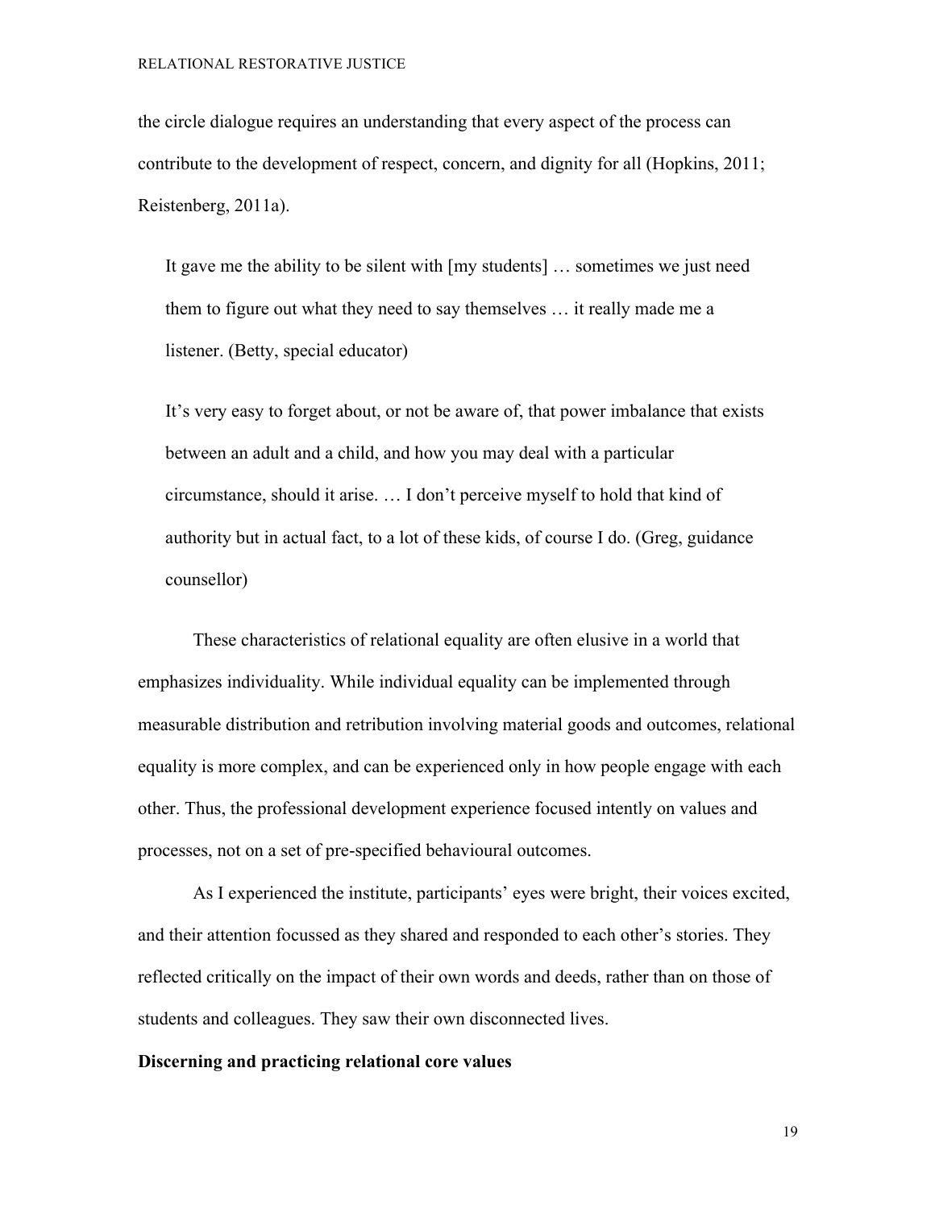the circle dialogue requires an understanding that every aspect of the process can contribute to the development of respect, concern, and dignity for all (Hopkins, 2011; Reistenberg, 2011a).

> It gave me the ability to be silent with [my students] … sometimes we just need them to figure out what they need to say themselves … it really made me a listener. (Betty, special educator)

> It's very easy to forget about, or not be aware of, that power imbalance that exists between an adult and a child, and how you may deal with a particular circumstance, should it arise. … I don't perceive myself to hold that kind of authority but in actual fact, to a lot of these kids, of course I do. (Greg, guidance counsellor)

These characteristics of relational equality are often elusive in a world that emphasizes individuality. While individual equality can be implemented through measurable distribution and retribution involving material goods and outcomes, relational equality is more complex, and can be experienced only in how people engage with each other. Thus, the professional development experience focused intently on values and processes, not on a set of pre-specified behavioural outcomes.

As I experienced the institute, participants' eyes were bright, their voices excited, and their attention focussed as they shared and responded to each other's stories. They reflected critically on the impact of their own words and deeds, rather than on those of students and colleagues. They saw their own disconnected lives.

**Discerning and practicing relational core values**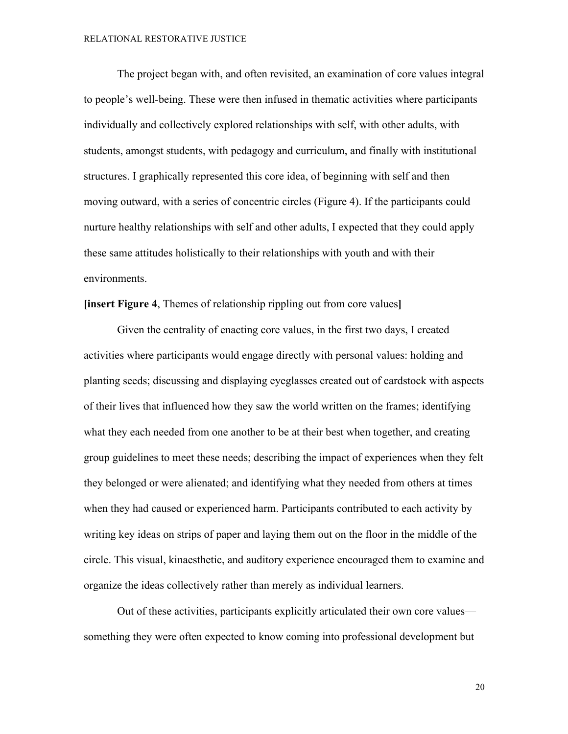The project began with, and often revisited, an examination of core values integral to people's well-being. These were then infused in thematic activities where participants individually and collectively explored relationships with self, with other adults, with students, amongst students, with pedagogy and curriculum, and finally with institutional structures. I graphically represented this core idea, of beginning with self and then moving outward, with a series of concentric circles (Figure 4). If the participants could nurture healthy relationships with self and other adults, I expected that they could apply these same attitudes holistically to their relationships with youth and with their environments.

**[insert Figure 4**, Themes of relationship rippling out from core values**]**

Given the centrality of enacting core values, in the first two days, I created activities where participants would engage directly with personal values: holding and planting seeds; discussing and displaying eyeglasses created out of cardstock with aspects of their lives that influenced how they saw the world written on the frames; identifying what they each needed from one another to be at their best when together, and creating group guidelines to meet these needs; describing the impact of experiences when they felt they belonged or were alienated; and identifying what they needed from others at times when they had caused or experienced harm. Participants contributed to each activity by writing key ideas on strips of paper and laying them out on the floor in the middle of the circle. This visual, kinaesthetic, and auditory experience encouraged them to examine and organize the ideas collectively rather than merely as individual learners.

Out of these activities, participants explicitly articulated their own core values—something they were often expected to know coming into professional development but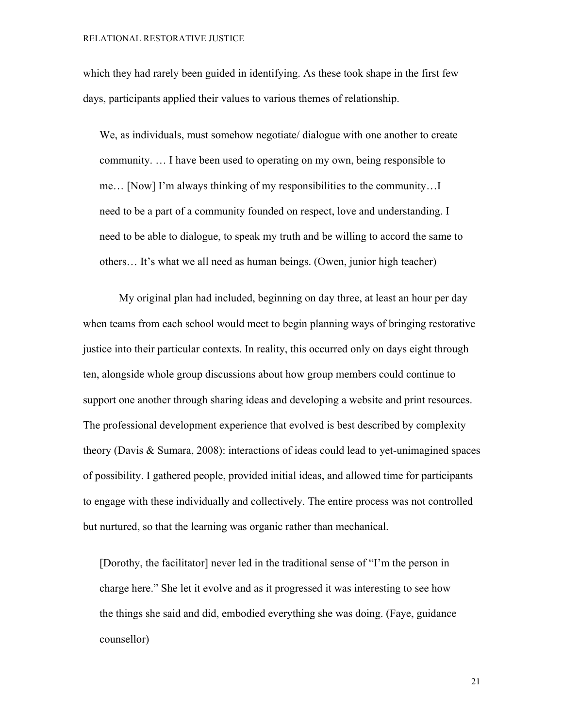which they had rarely been guided in identifying. As these took shape in the first few days, participants applied their values to various themes of relationship.

> We, as individuals, must somehow negotiate/ dialogue with one another to create community. … I have been used to operating on my own, being responsible to me… [Now] I'm always thinking of my responsibilities to the community…I need to be a part of a community founded on respect, love and understanding. I need to be able to dialogue, to speak my truth and be willing to accord the same to others… It's what we all need as human beings. (Owen, junior high teacher)

My original plan had included, beginning on day three, at least an hour per day when teams from each school would meet to begin planning ways of bringing restorative justice into their particular contexts. In reality, this occurred only on days eight through ten, alongside whole group discussions about how group members could continue to support one another through sharing ideas and developing a website and print resources. The professional development experience that evolved is best described by complexity theory (Davis & Sumara, 2008): interactions of ideas could lead to yet-unimagined spaces of possibility. I gathered people, provided initial ideas, and allowed time for participants to engage with these individually and collectively. The entire process was not controlled but nurtured, so that the learning was organic rather than mechanical.

> [Dorothy, the facilitator] never led in the traditional sense of "I'm the person in charge here." She let it evolve and as it progressed it was interesting to see how the things she said and did, embodied everything she was doing. (Faye, guidance counsellor)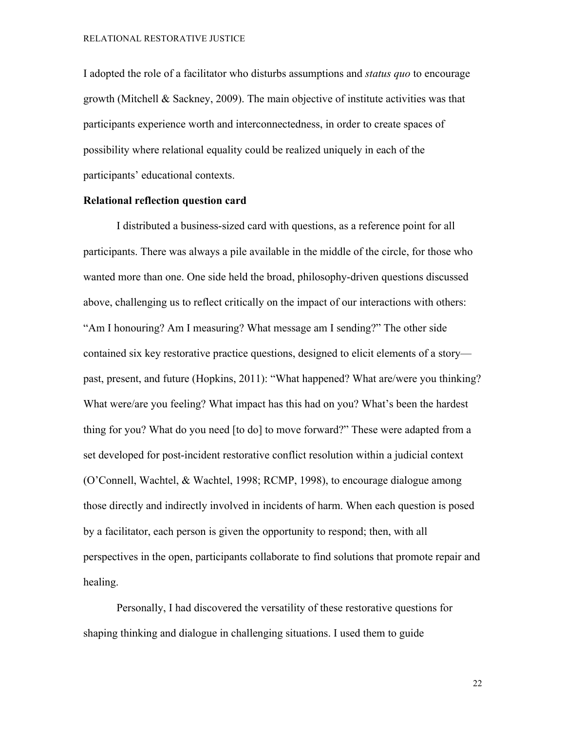I adopted the role of a facilitator who disturbs assumptions and *status quo* to encourage growth (Mitchell & Sackney, 2009). The main objective of institute activities was that participants experience worth and interconnectedness, in order to create spaces of possibility where relational equality could be realized uniquely in each of the participants' educational contexts.

**Relational reflection question card**

I distributed a business-sized card with questions, as a reference point for all participants. There was always a pile available in the middle of the circle, for those who wanted more than one. One side held the broad, philosophy-driven questions discussed above, challenging us to reflect critically on the impact of our interactions with others: "Am I honouring? Am I measuring? What message am I sending?" The other side contained six key restorative practice questions, designed to elicit elements of a story—past, present, and future (Hopkins, 2011): "What happened? What are/were you thinking? What were/are you feeling? What impact has this had on you? What's been the hardest thing for you? What do you need [to do] to move forward?" These were adapted from a set developed for post-incident restorative conflict resolution within a judicial context (O'Connell, Wachtel, & Wachtel, 1998; RCMP, 1998), to encourage dialogue among those directly and indirectly involved in incidents of harm. When each question is posed by a facilitator, each person is given the opportunity to respond; then, with all perspectives in the open, participants collaborate to find solutions that promote repair and healing.

Personally, I had discovered the versatility of these restorative questions for shaping thinking and dialogue in challenging situations. I used them to guide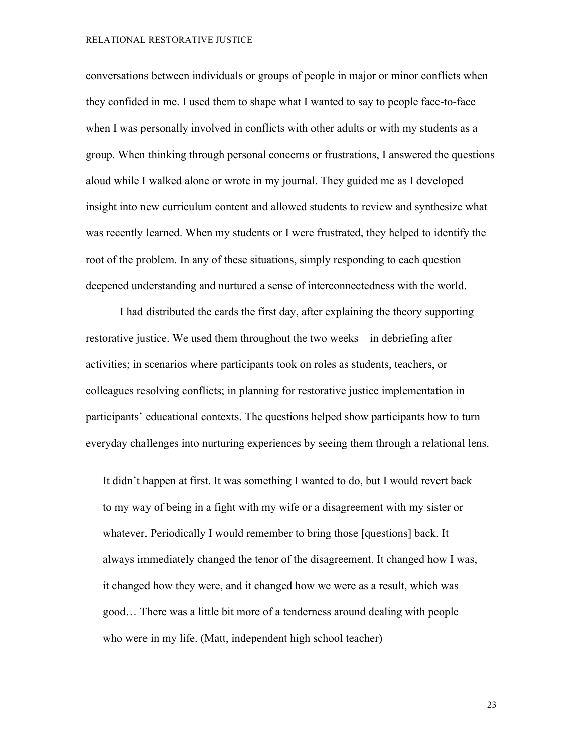conversations between individuals or groups of people in major or minor conflicts when they confided in me. I used them to shape what I wanted to say to people face-to-face when I was personally involved in conflicts with other adults or with my students as a group. When thinking through personal concerns or frustrations, I answered the questions aloud while I walked alone or wrote in my journal. They guided me as I developed insight into new curriculum content and allowed students to review and synthesize what was recently learned. When my students or I were frustrated, they helped to identify the root of the problem. In any of these situations, simply responding to each question deepened understanding and nurtured a sense of interconnectedness with the world.

I had distributed the cards the first day, after explaining the theory supporting restorative justice. We used them throughout the two weeks—in debriefing after activities; in scenarios where participants took on roles as students, teachers, or colleagues resolving conflicts; in planning for restorative justice implementation in participants' educational contexts. The questions helped show participants how to turn everyday challenges into nurturing experiences by seeing them through a relational lens.

> It didn't happen at first. It was something I wanted to do, but I would revert back to my way of being in a fight with my wife or a disagreement with my sister or whatever. Periodically I would remember to bring those [questions] back. It always immediately changed the tenor of the disagreement. It changed how I was, it changed how they were, and it changed how we were as a result, which was good… There was a little bit more of a tenderness around dealing with people who were in my life. (Matt, independent high school teacher)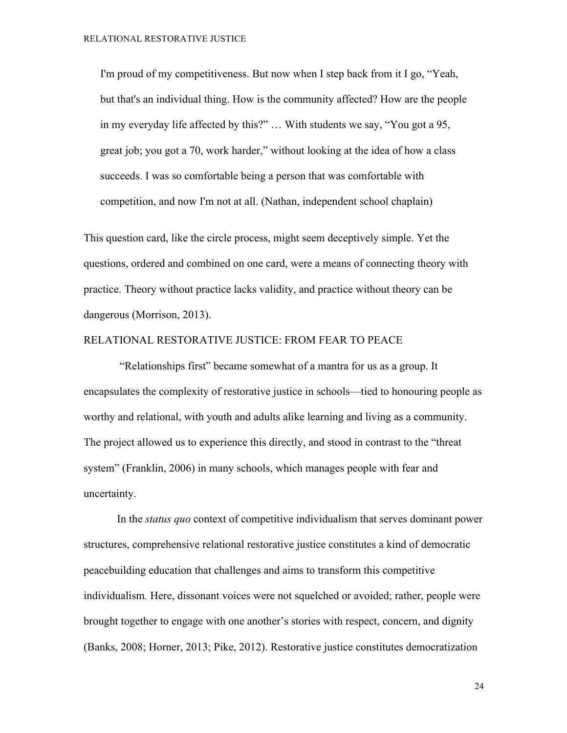> I'm proud of my competitiveness. But now when I step back from it I go, "Yeah, but that's an individual thing. How is the community affected? How are the people in my everyday life affected by this?" … With students we say, "You got a 95, great job; you got a 70, work harder," without looking at the idea of how a class succeeds. I was so comfortable being a person that was comfortable with competition, and now I'm not at all. (Nathan, independent school chaplain)

This question card, like the circle process, might seem deceptively simple. Yet the questions, ordered and combined on one card, were a means of connecting theory with practice. Theory without practice lacks validity, and practice without theory can be dangerous (Morrison, 2013).

## RELATIONAL RESTORATIVE JUSTICE: FROM FEAR TO PEACE

"Relationships first" became somewhat of a mantra for us as a group. It encapsulates the complexity of restorative justice in schools—tied to honouring people as worthy and relational, with youth and adults alike learning and living as a community. The project allowed us to experience this directly, and stood in contrast to the "threat system" (Franklin, 2006) in many schools, which manages people with fear and uncertainty.

In the *status quo* context of competitive individualism that serves dominant power structures, comprehensive relational restorative justice constitutes a kind of democratic peacebuilding education that challenges and aims to transform this competitive individualism. Here, dissonant voices were not squelched or avoided; rather, people were brought together to engage with one another's stories with respect, concern, and dignity (Banks, 2008; Horner, 2013; Pike, 2012). Restorative justice constitutes democratization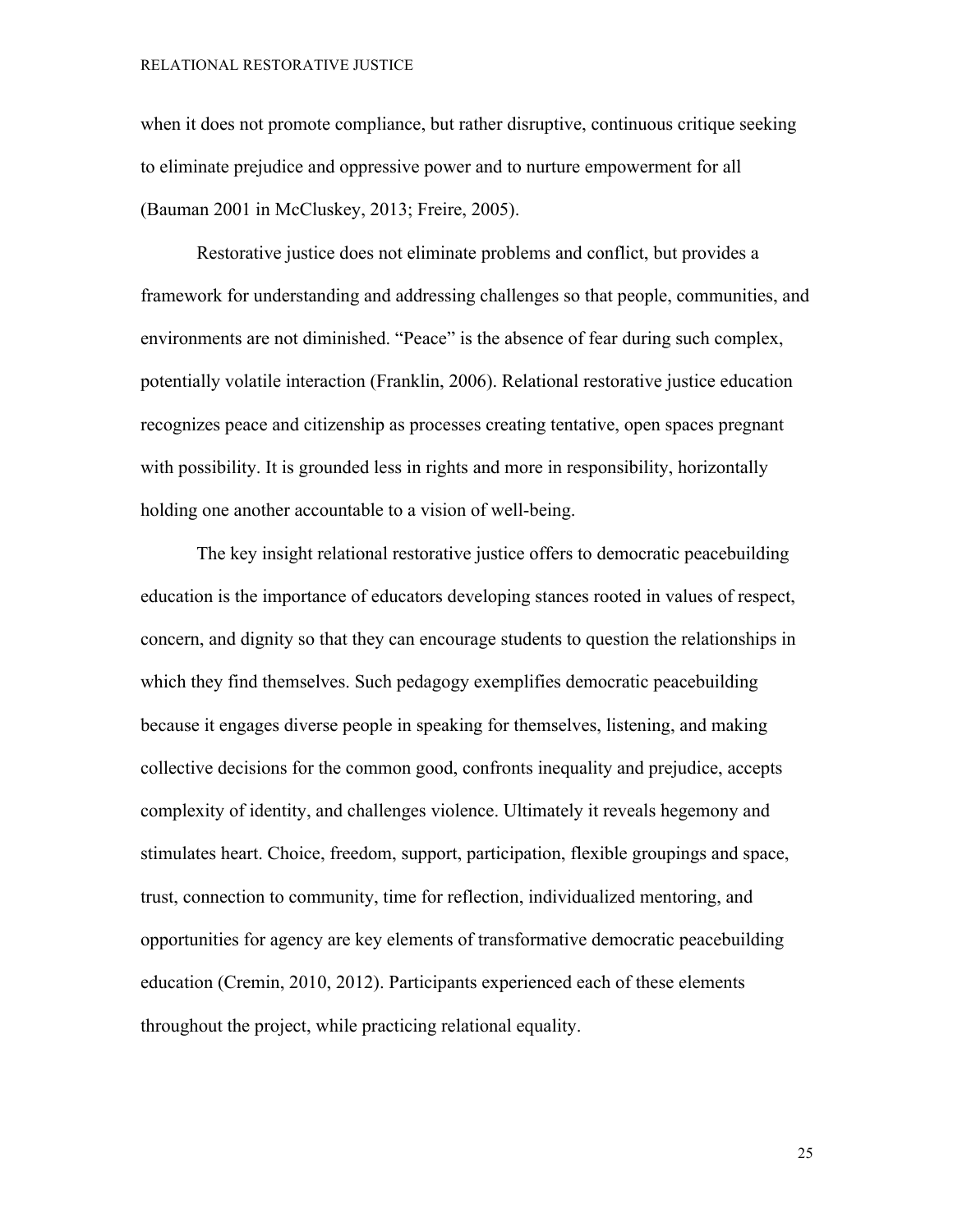when it does not promote compliance, but rather disruptive, continuous critique seeking to eliminate prejudice and oppressive power and to nurture empowerment for all (Bauman 2001 in McCluskey, 2013; Freire, 2005).

Restorative justice does not eliminate problems and conflict, but provides a framework for understanding and addressing challenges so that people, communities, and environments are not diminished. “Peace” is the absence of fear during such complex, potentially volatile interaction (Franklin, 2006). Relational restorative justice education recognizes peace and citizenship as processes creating tentative, open spaces pregnant with possibility. It is grounded less in rights and more in responsibility, horizontally holding one another accountable to a vision of well-being.

The key insight relational restorative justice offers to democratic peacebuilding education is the importance of educators developing stances rooted in values of respect, concern, and dignity so that they can encourage students to question the relationships in which they find themselves. Such pedagogy exemplifies democratic peacebuilding because it engages diverse people in speaking for themselves, listening, and making collective decisions for the common good, confronts inequality and prejudice, accepts complexity of identity, and challenges violence. Ultimately it reveals hegemony and stimulates heart. Choice, freedom, support, participation, flexible groupings and space, trust, connection to community, time for reflection, individualized mentoring, and opportunities for agency are key elements of transformative democratic peacebuilding education (Cremin, 2010, 2012). Participants experienced each of these elements throughout the project, while practicing relational equality.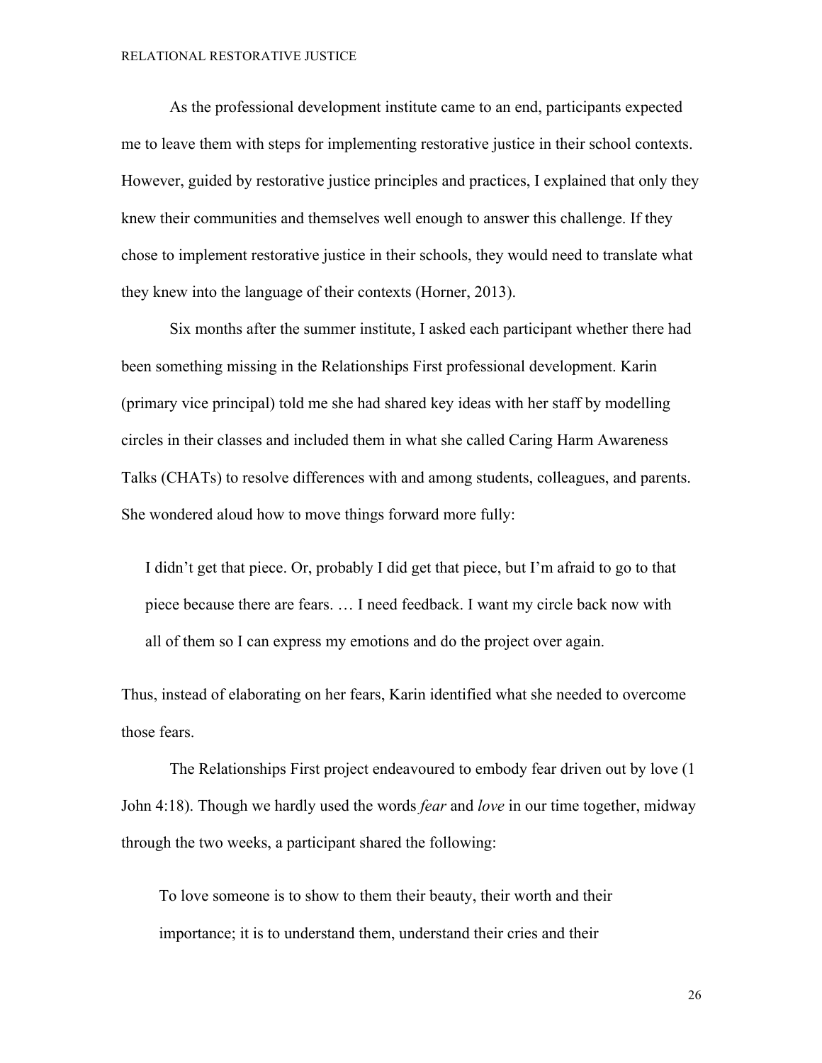As the professional development institute came to an end, participants expected me to leave them with steps for implementing restorative justice in their school contexts. However, guided by restorative justice principles and practices, I explained that only they knew their communities and themselves well enough to answer this challenge. If they chose to implement restorative justice in their schools, they would need to translate what they knew into the language of their contexts (Horner, 2013).

Six months after the summer institute, I asked each participant whether there had been something missing in the Relationships First professional development. Karin (primary vice principal) told me she had shared key ideas with her staff by modelling circles in their classes and included them in what she called Caring Harm Awareness Talks (CHATs) to resolve differences with and among students, colleagues, and parents. She wondered aloud how to move things forward more fully:

> I didn't get that piece. Or, probably I did get that piece, but I'm afraid to go to that piece because there are fears. … I need feedback. I want my circle back now with all of them so I can express my emotions and do the project over again.

Thus, instead of elaborating on her fears, Karin identified what she needed to overcome those fears.

The Relationships First project endeavoured to embody fear driven out by love (1 John 4:18). Though we hardly used the words *fear* and *love* in our time together, midway through the two weeks, a participant shared the following:

> To love someone is to show to them their beauty, their worth and their importance; it is to understand them, understand their cries and their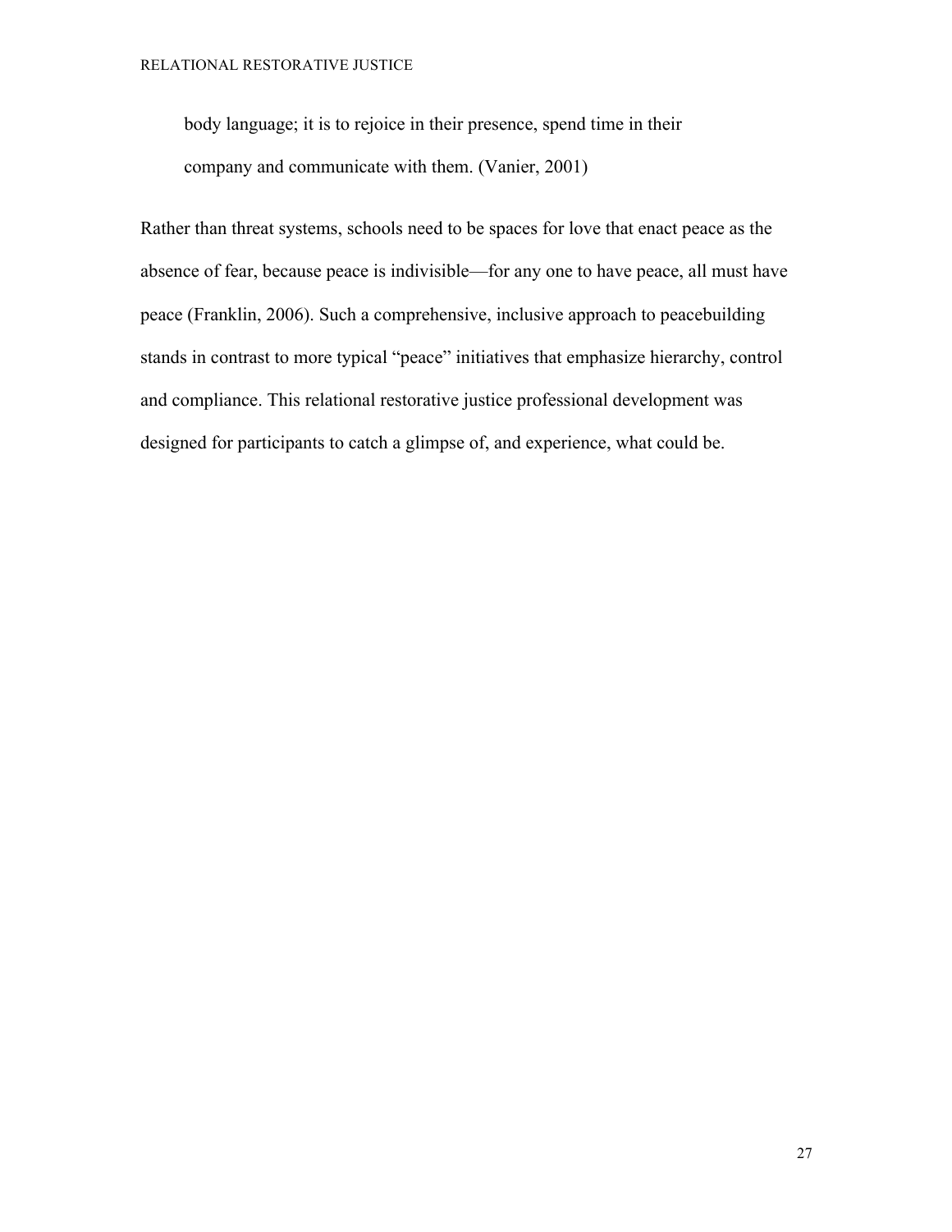> body language; it is to rejoice in their presence, spend time in their company and communicate with them. (Vanier, 2001)

Rather than threat systems, schools need to be spaces for love that enact peace as the absence of fear, because peace is indivisible—for any one to have peace, all must have peace (Franklin, 2006). Such a comprehensive, inclusive approach to peacebuilding stands in contrast to more typical "peace" initiatives that emphasize hierarchy, control and compliance. This relational restorative justice professional development was designed for participants to catch a glimpse of, and experience, what could be.